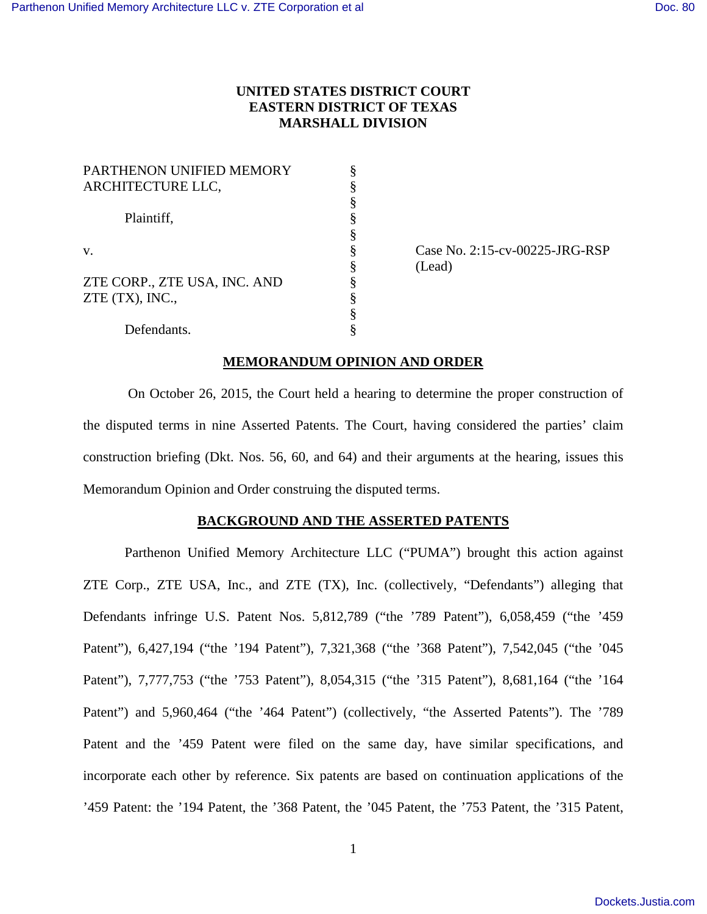**UNITED STATES DISTRICT COURT**
**EASTERN DISTRICT OF TEXAS**
**MARSHALL DIVISION**

| | | |
|---|---|---|
| PARTHENON UNIFIED MEMORY ARCHITECTURE LLC, | § | |
| | § | |
| Plaintiff, | § | |
| | § | |
| v. | § | Case No. 2:15-cv-00225-JRG-RSP (Lead) |
| | § | |
| ZTE CORP., ZTE USA, INC. AND ZTE (TX), INC., | § | |
| | § | |
| Defendants. | § | |

## MEMORANDUM OPINION AND ORDER

On October 26, 2015, the Court held a hearing to determine the proper construction of the disputed terms in nine Asserted Patents. The Court, having considered the parties' claim construction briefing (Dkt. Nos. 56, 60, and 64) and their arguments at the hearing, issues this Memorandum Opinion and Order construing the disputed terms.

## BACKGROUND AND THE ASSERTED PATENTS

Parthenon Unified Memory Architecture LLC ("PUMA") brought this action against ZTE Corp., ZTE USA, Inc., and ZTE (TX), Inc. (collectively, "Defendants") alleging that Defendants infringe U.S. Patent Nos. 5,812,789 ("the '789 Patent"), 6,058,459 ("the '459 Patent"), 6,427,194 ("the '194 Patent"), 7,321,368 ("the '368 Patent"), 7,542,045 ("the '045 Patent"), 7,777,753 ("the '753 Patent"), 8,054,315 ("the '315 Patent"), 8,681,164 ("the '164 Patent") and 5,960,464 ("the '464 Patent") (collectively, "the Asserted Patents"). The '789 Patent and the '459 Patent were filed on the same day, have similar specifications, and incorporate each other by reference. Six patents are based on continuation applications of the '459 Patent: the '194 Patent, the '368 Patent, the '045 Patent, the '753 Patent, the '315 Patent,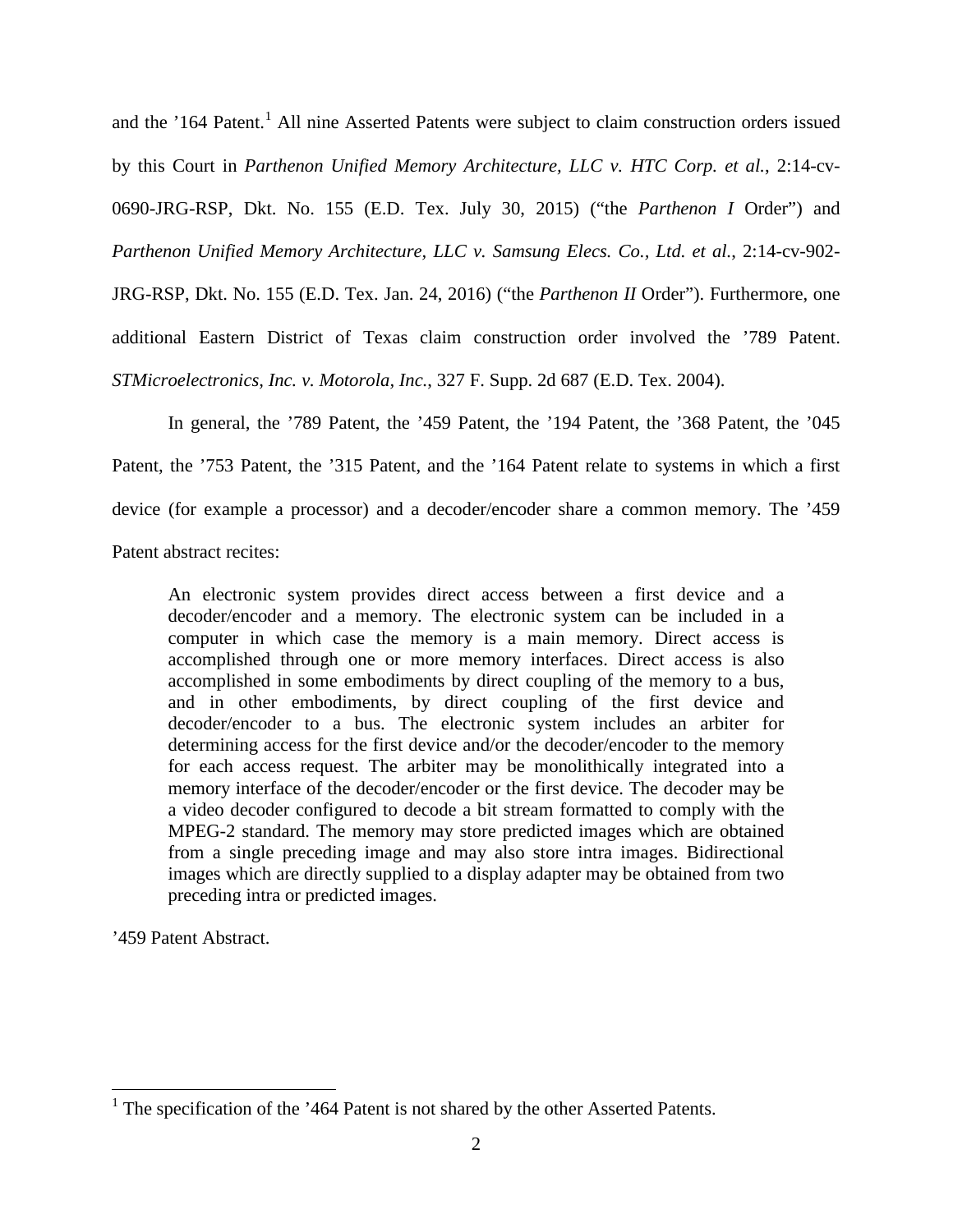and the ’164 Patent.[1] All nine Asserted Patents were subject to claim construction orders issued by this Court in *Parthenon Unified Memory Architecture, LLC v. HTC Corp. et al.*, 2:14-cv-0690-JRG-RSP, Dkt. No. 155 (E.D. Tex. July 30, 2015) (“the *Parthenon I* Order”) and *Parthenon Unified Memory Architecture, LLC v. Samsung Elecs. Co., Ltd. et al.*, 2:14-cv-902-JRG-RSP, Dkt. No. 155 (E.D. Tex. Jan. 24, 2016) (“the *Parthenon II* Order”). Furthermore, one additional Eastern District of Texas claim construction order involved the ’789 Patent. *STMicroelectronics, Inc. v. Motorola, Inc.*, 327 F. Supp. 2d 687 (E.D. Tex. 2004).

In general, the ’789 Patent, the ’459 Patent, the ’194 Patent, the ’368 Patent, the ’045 Patent, the ’753 Patent, the ’315 Patent, and the ’164 Patent relate to systems in which a first device (for example a processor) and a decoder/encoder share a common memory. The ’459 Patent abstract recites:

> An electronic system provides direct access between a first device and a decoder/encoder and a memory. The electronic system can be included in a computer in which case the memory is a main memory. Direct access is accomplished through one or more memory interfaces. Direct access is also accomplished in some embodiments by direct coupling of the memory to a bus, and in other embodiments, by direct coupling of the first device and decoder/encoder to a bus. The electronic system includes an arbiter for determining access for the first device and/or the decoder/encoder to the memory for each access request. The arbiter may be monolithically integrated into a memory interface of the decoder/encoder or the first device. The decoder may be a video decoder configured to decode a bit stream formatted to comply with the MPEG-2 standard. The memory may store predicted images which are obtained from a single preceding image and may also store intra images. Bidirectional images which are directly supplied to a display adapter may be obtained from two preceding intra or predicted images.

’459 Patent Abstract.

[1] The specification of the ’464 Patent is not shared by the other Asserted Patents.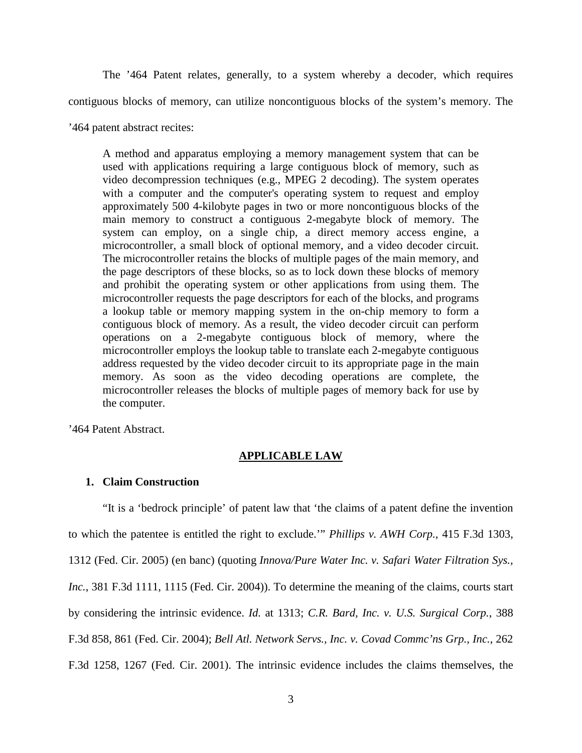The ’464 Patent relates, generally, to a system whereby a decoder, which requires contiguous blocks of memory, can utilize noncontiguous blocks of the system’s memory. The ’464 patent abstract recites:

> A method and apparatus employing a memory management system that can be used with applications requiring a large contiguous block of memory, such as video decompression techniques (e.g., MPEG 2 decoding). The system operates with a computer and the computer's operating system to request and employ approximately 500 4-kilobyte pages in two or more noncontiguous blocks of the main memory to construct a contiguous 2-megabyte block of memory. The system can employ, on a single chip, a direct memory access engine, a microcontroller, a small block of optional memory, and a video decoder circuit. The microcontroller retains the blocks of multiple pages of the main memory, and the page descriptors of these blocks, so as to lock down these blocks of memory and prohibit the operating system or other applications from using them. The microcontroller requests the page descriptors for each of the blocks, and programs a lookup table or memory mapping system in the on-chip memory to form a contiguous block of memory. As a result, the video decoder circuit can perform operations on a 2-megabyte contiguous block of memory, where the microcontroller employs the lookup table to translate each 2-megabyte contiguous address requested by the video decoder circuit to its appropriate page in the main memory. As soon as the video decoding operations are complete, the microcontroller releases the blocks of multiple pages of memory back for use by the computer.

’464 Patent Abstract.

## APPLICABLE LAW

### 1. Claim Construction

“It is a ‘bedrock principle’ of patent law that ‘the claims of a patent define the invention to which the patentee is entitled the right to exclude.’” *Phillips v. AWH Corp.*, 415 F.3d 1303, 1312 (Fed. Cir. 2005) (en banc) (quoting *Innova/Pure Water Inc. v. Safari Water Filtration Sys., Inc.*, 381 F.3d 1111, 1115 (Fed. Cir. 2004)). To determine the meaning of the claims, courts start by considering the intrinsic evidence. *Id.* at 1313; *C.R. Bard, Inc. v. U.S. Surgical Corp.*, 388 F.3d 858, 861 (Fed. Cir. 2004); *Bell Atl. Network Servs., Inc. v. Covad Commc’ns Grp., Inc.*, 262 F.3d 1258, 1267 (Fed. Cir. 2001). The intrinsic evidence includes the claims themselves, the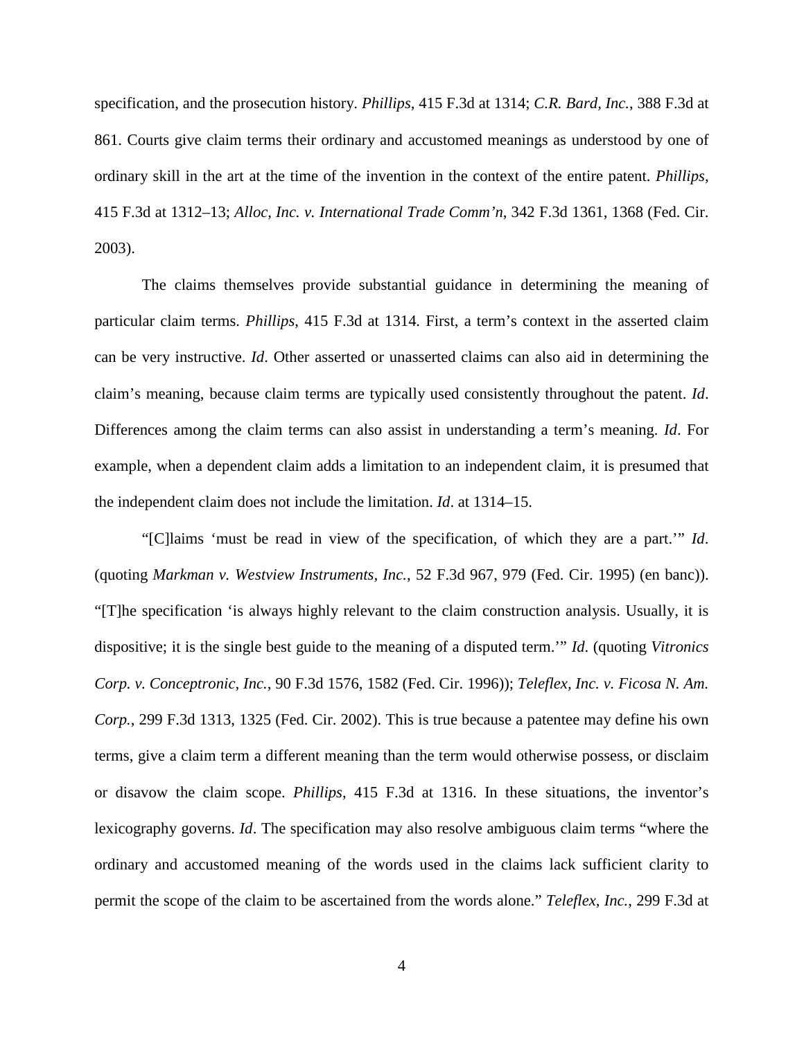specification, and the prosecution history. *Phillips*, 415 F.3d at 1314; *C.R. Bard, Inc.*, 388 F.3d at 861. Courts give claim terms their ordinary and accustomed meanings as understood by one of ordinary skill in the art at the time of the invention in the context of the entire patent. *Phillips*, 415 F.3d at 1312–13; *Alloc, Inc. v. International Trade Comm'n*, 342 F.3d 1361, 1368 (Fed. Cir. 2003).

The claims themselves provide substantial guidance in determining the meaning of particular claim terms. *Phillips*, 415 F.3d at 1314. First, a term's context in the asserted claim can be very instructive. *Id*. Other asserted or unasserted claims can also aid in determining the claim's meaning, because claim terms are typically used consistently throughout the patent. *Id*. Differences among the claim terms can also assist in understanding a term's meaning. *Id*. For example, when a dependent claim adds a limitation to an independent claim, it is presumed that the independent claim does not include the limitation. *Id*. at 1314–15.

"[C]laims 'must be read in view of the specification, of which they are a part.'" *Id*. (quoting *Markman v. Westview Instruments, Inc.*, 52 F.3d 967, 979 (Fed. Cir. 1995) (en banc)). "[T]he specification 'is always highly relevant to the claim construction analysis. Usually, it is dispositive; it is the single best guide to the meaning of a disputed term.'" *Id.* (quoting *Vitronics Corp. v. Conceptronic, Inc.*, 90 F.3d 1576, 1582 (Fed. Cir. 1996)); *Teleflex, Inc. v. Ficosa N. Am. Corp.*, 299 F.3d 1313, 1325 (Fed. Cir. 2002). This is true because a patentee may define his own terms, give a claim term a different meaning than the term would otherwise possess, or disclaim or disavow the claim scope. *Phillips*, 415 F.3d at 1316. In these situations, the inventor's lexicography governs. *Id*. The specification may also resolve ambiguous claim terms "where the ordinary and accustomed meaning of the words used in the claims lack sufficient clarity to permit the scope of the claim to be ascertained from the words alone." *Teleflex, Inc.*, 299 F.3d at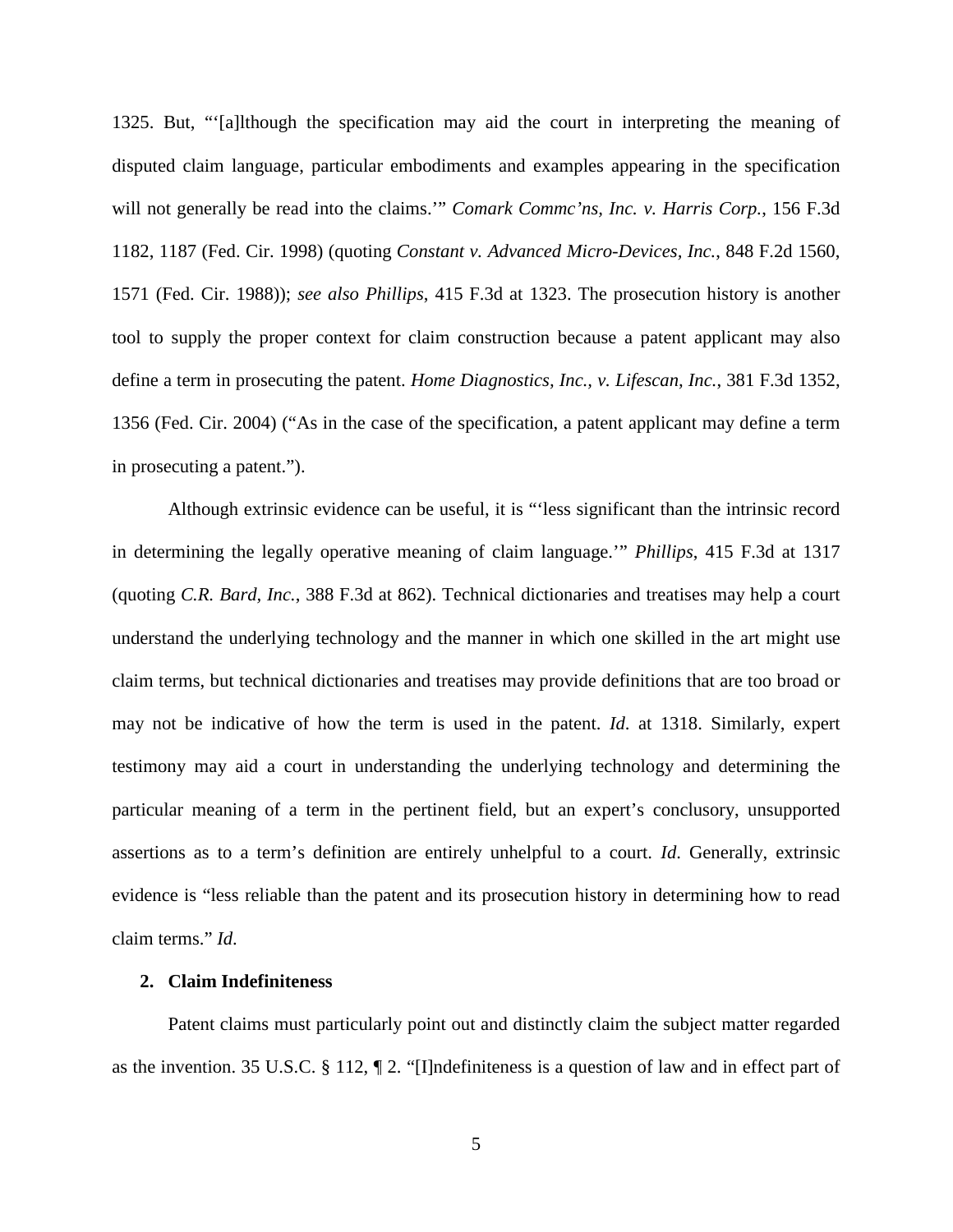1325. But, "'[a]lthough the specification may aid the court in interpreting the meaning of disputed claim language, particular embodiments and examples appearing in the specification will not generally be read into the claims.'" *Comark Commc'ns, Inc. v. Harris Corp.*, 156 F.3d 1182, 1187 (Fed. Cir. 1998) (quoting *Constant v. Advanced Micro-Devices, Inc.*, 848 F.2d 1560, 1571 (Fed. Cir. 1988)); *see also Phillips*, 415 F.3d at 1323. The prosecution history is another tool to supply the proper context for claim construction because a patent applicant may also define a term in prosecuting the patent. *Home Diagnostics, Inc., v. Lifescan, Inc.*, 381 F.3d 1352, 1356 (Fed. Cir. 2004) ("As in the case of the specification, a patent applicant may define a term in prosecuting a patent.").

Although extrinsic evidence can be useful, it is "'less significant than the intrinsic record in determining the legally operative meaning of claim language.'" *Phillips*, 415 F.3d at 1317 (quoting *C.R. Bard, Inc.*, 388 F.3d at 862). Technical dictionaries and treatises may help a court understand the underlying technology and the manner in which one skilled in the art might use claim terms, but technical dictionaries and treatises may provide definitions that are too broad or may not be indicative of how the term is used in the patent. *Id.* at 1318. Similarly, expert testimony may aid a court in understanding the underlying technology and determining the particular meaning of a term in the pertinent field, but an expert's conclusory, unsupported assertions as to a term's definition are entirely unhelpful to a court. *Id.* Generally, extrinsic evidence is "less reliable than the patent and its prosecution history in determining how to read claim terms." *Id.*

### 2. Claim Indefiniteness

Patent claims must particularly point out and distinctly claim the subject matter regarded as the invention. 35 U.S.C. § 112, ¶ 2. "[I]ndefiniteness is a question of law and in effect part of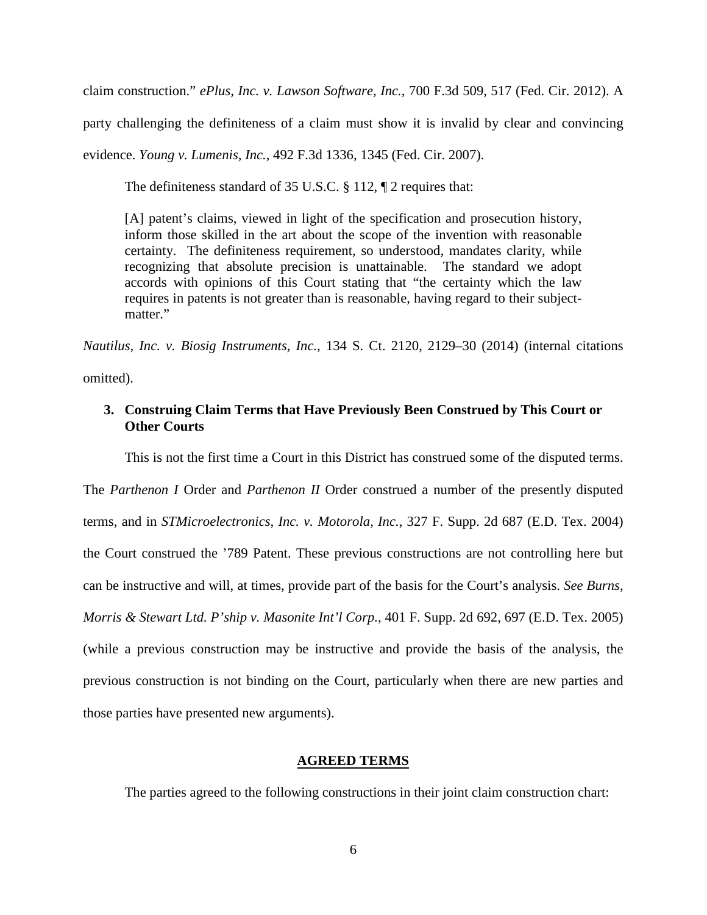claim construction." *ePlus, Inc. v. Lawson Software, Inc.*, 700 F.3d 509, 517 (Fed. Cir. 2012). A party challenging the definiteness of a claim must show it is invalid by clear and convincing evidence. *Young v. Lumenis, Inc.*, 492 F.3d 1336, 1345 (Fed. Cir. 2007).

The definiteness standard of 35 U.S.C. § 112, ¶ 2 requires that:

> [A] patent's claims, viewed in light of the specification and prosecution history, inform those skilled in the art about the scope of the invention with reasonable certainty. The definiteness requirement, so understood, mandates clarity, while recognizing that absolute precision is unattainable. The standard we adopt accords with opinions of this Court stating that "the certainty which the law requires in patents is not greater than is reasonable, having regard to their subject-matter."

*Nautilus, Inc. v. Biosig Instruments, Inc.*, 134 S. Ct. 2120, 2129–30 (2014) (internal citations omitted).

### 3. Construing Claim Terms that Have Previously Been Construed by This Court or Other Courts

This is not the first time a Court in this District has construed some of the disputed terms. The *Parthenon I* Order and *Parthenon II* Order construed a number of the presently disputed terms, and in *STMicroelectronics, Inc. v. Motorola, Inc.*, 327 F. Supp. 2d 687 (E.D. Tex. 2004) the Court construed the '789 Patent. These previous constructions are not controlling here but can be instructive and will, at times, provide part of the basis for the Court's analysis. *See Burns, Morris & Stewart Ltd. P'ship v. Masonite Int'l Corp.*, 401 F. Supp. 2d 692, 697 (E.D. Tex. 2005) (while a previous construction may be instructive and provide the basis of the analysis, the previous construction is not binding on the Court, particularly when there are new parties and those parties have presented new arguments).

## AGREED TERMS

The parties agreed to the following constructions in their joint claim construction chart: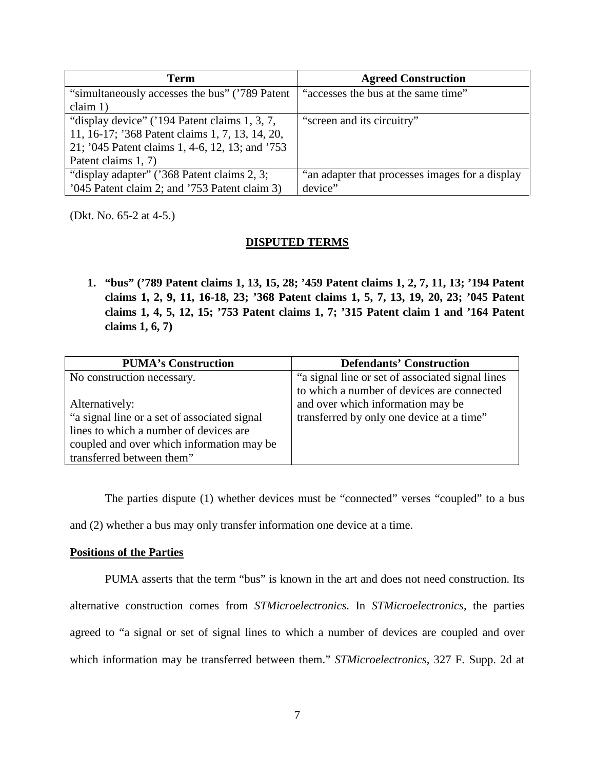| Term | Agreed Construction |
| --- | --- |
| "simultaneously accesses the bus" ('789 Patent claim 1) | "accesses the bus at the same time" |
| "display device" ('194 Patent claims 1, 3, 7, 11, 16-17; '368 Patent claims 1, 7, 13, 14, 20, 21; '045 Patent claims 1, 4-6, 12, 13; and '753 Patent claims 1, 7) | "screen and its circuitry" |
| "display adapter" ('368 Patent claims 2, 3; '045 Patent claim 2; and '753 Patent claim 3) | "an adapter that processes images for a display device" |

(Dkt. No. 65-2 at 4-5.)

## DISPUTED TERMS

**1. "bus" ('789 Patent claims 1, 13, 15, 28; '459 Patent claims 1, 2, 7, 11, 13; '194 Patent claims 1, 2, 9, 11, 16-18, 23; '368 Patent claims 1, 5, 7, 13, 19, 20, 23; '045 Patent claims 1, 4, 5, 12, 15; '753 Patent claims 1, 7; '315 Patent claim 1 and '164 Patent claims 1, 6, 7)**

| PUMA's Construction | Defendants' Construction |
| --- | --- |
| No construction necessary.<br><br>Alternatively:<br>"a signal line or a set of associated signal lines to which a number of devices are coupled and over which information may be transferred between them" | "a signal line or set of associated signal lines to which a number of devices are connected and over which information may be transferred by only one device at a time" |

The parties dispute (1) whether devices must be "connected" verses "coupled" to a bus and (2) whether a bus may only transfer information one device at a time.

**Positions of the Parties**

PUMA asserts that the term "bus" is known in the art and does not need construction. Its alternative construction comes from *STMicroelectronics*. In *STMicroelectronics*, the parties agreed to "a signal or set of signal lines to which a number of devices are coupled and over which information may be transferred between them." *STMicroelectronics*, 327 F. Supp. 2d at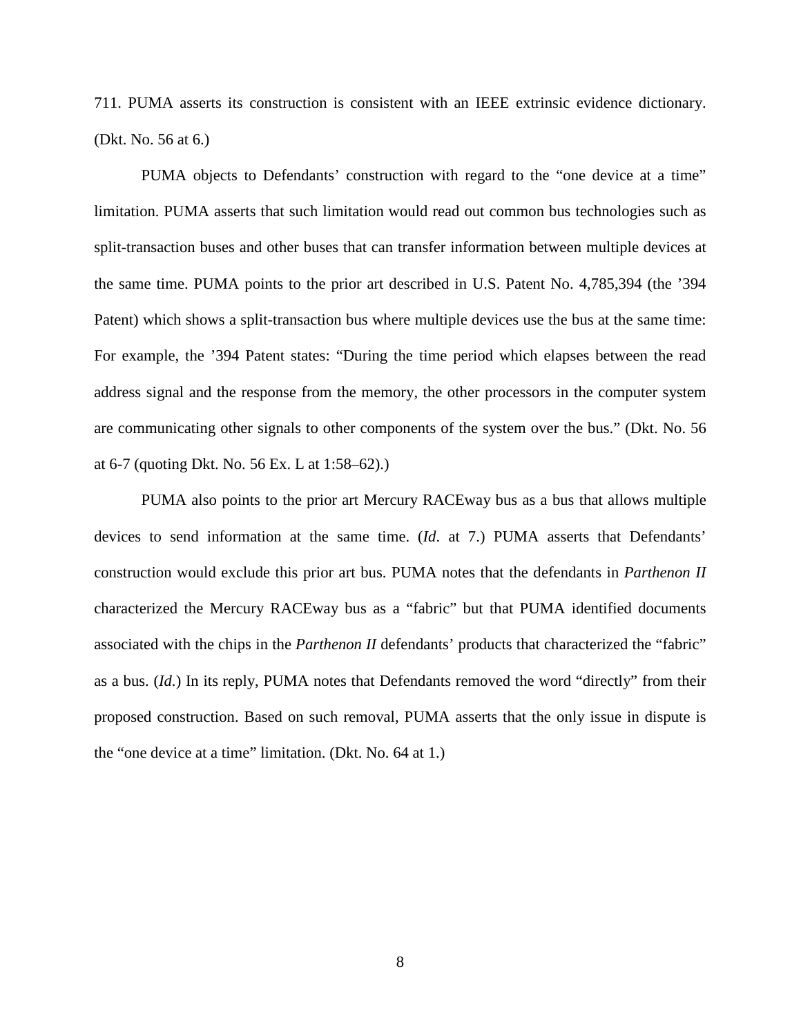711. PUMA asserts its construction is consistent with an IEEE extrinsic evidence dictionary. (Dkt. No. 56 at 6.)

PUMA objects to Defendants' construction with regard to the "one device at a time" limitation. PUMA asserts that such limitation would read out common bus technologies such as split-transaction buses and other buses that can transfer information between multiple devices at the same time. PUMA points to the prior art described in U.S. Patent No. 4,785,394 (the '394 Patent) which shows a split-transaction bus where multiple devices use the bus at the same time: For example, the '394 Patent states: "During the time period which elapses between the read address signal and the response from the memory, the other processors in the computer system are communicating other signals to other components of the system over the bus." (Dkt. No. 56 at 6-7 (quoting Dkt. No. 56 Ex. L at 1:58–62).)

PUMA also points to the prior art Mercury RACEway bus as a bus that allows multiple devices to send information at the same time. (*Id*. at 7.) PUMA asserts that Defendants' construction would exclude this prior art bus. PUMA notes that the defendants in *Parthenon II* characterized the Mercury RACEway bus as a "fabric" but that PUMA identified documents associated with the chips in the *Parthenon II* defendants' products that characterized the "fabric" as a bus. (*Id*.) In its reply, PUMA notes that Defendants removed the word "directly" from their proposed construction. Based on such removal, PUMA asserts that the only issue in dispute is the "one device at a time" limitation. (Dkt. No. 64 at 1.)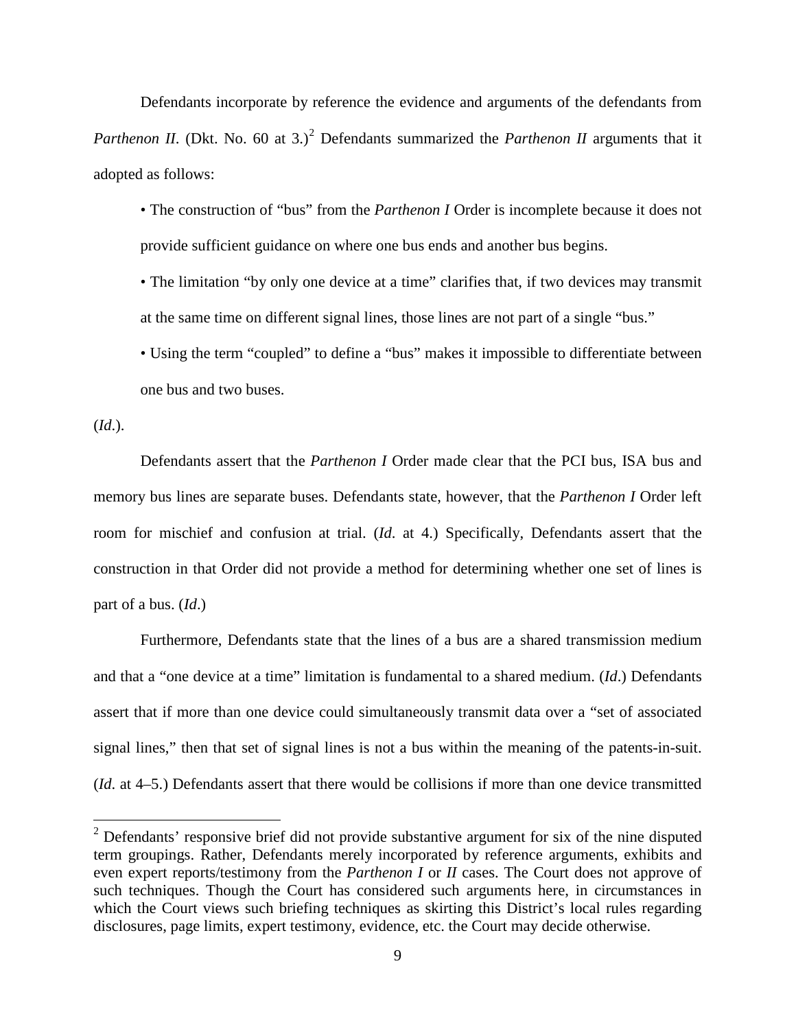Defendants incorporate by reference the evidence and arguments of the defendants from *Parthenon II*. (Dkt. No. 60 at 3.)[2] Defendants summarized the *Parthenon II* arguments that it adopted as follows:

> • The construction of "bus" from the *Parthenon I* Order is incomplete because it does not provide sufficient guidance on where one bus ends and another bus begins.
>
> • The limitation "by only one device at a time" clarifies that, if two devices may transmit at the same time on different signal lines, those lines are not part of a single "bus."
>
> • Using the term "coupled" to define a "bus" makes it impossible to differentiate between one bus and two buses.

(*Id*.).

Defendants assert that the *Parthenon I* Order made clear that the PCI bus, ISA bus and memory bus lines are separate buses. Defendants state, however, that the *Parthenon I* Order left room for mischief and confusion at trial. (*Id*. at 4.) Specifically, Defendants assert that the construction in that Order did not provide a method for determining whether one set of lines is part of a bus. (*Id*.)

Furthermore, Defendants state that the lines of a bus are a shared transmission medium and that a "one device at a time" limitation is fundamental to a shared medium. (*Id*.) Defendants assert that if more than one device could simultaneously transmit data over a "set of associated signal lines," then that set of signal lines is not a bus within the meaning of the patents-in-suit. (*Id*. at 4–5.) Defendants assert that there would be collisions if more than one device transmitted

---

[2] Defendants' responsive brief did not provide substantive argument for six of the nine disputed term groupings. Rather, Defendants merely incorporated by reference arguments, exhibits and even expert reports/testimony from the *Parthenon I* or *II* cases. The Court does not approve of such techniques. Though the Court has considered such arguments here, in circumstances in which the Court views such briefing techniques as skirting this District's local rules regarding disclosures, page limits, expert testimony, evidence, etc. the Court may decide otherwise.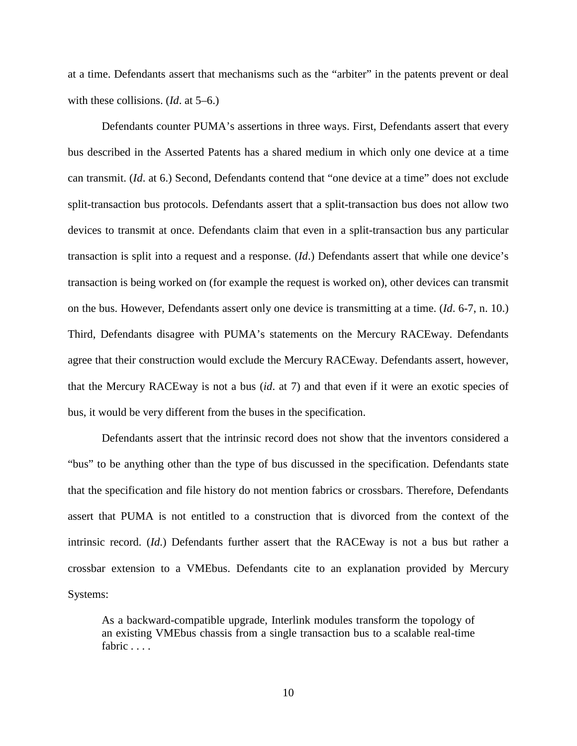at a time. Defendants assert that mechanisms such as the "arbiter" in the patents prevent or deal with these collisions. (*Id*. at 5–6.)

Defendants counter PUMA's assertions in three ways. First, Defendants assert that every bus described in the Asserted Patents has a shared medium in which only one device at a time can transmit. (*Id*. at 6.) Second, Defendants contend that "one device at a time" does not exclude split-transaction bus protocols. Defendants assert that a split-transaction bus does not allow two devices to transmit at once. Defendants claim that even in a split-transaction bus any particular transaction is split into a request and a response. (*Id*.) Defendants assert that while one device's transaction is being worked on (for example the request is worked on), other devices can transmit on the bus. However, Defendants assert only one device is transmitting at a time. (*Id*. 6-7, n. 10.) Third, Defendants disagree with PUMA's statements on the Mercury RACEway. Defendants agree that their construction would exclude the Mercury RACEway. Defendants assert, however, that the Mercury RACEway is not a bus (*id*. at 7) and that even if it were an exotic species of bus, it would be very different from the buses in the specification.

Defendants assert that the intrinsic record does not show that the inventors considered a "bus" to be anything other than the type of bus discussed in the specification. Defendants state that the specification and file history do not mention fabrics or crossbars. Therefore, Defendants assert that PUMA is not entitled to a construction that is divorced from the context of the intrinsic record. (*Id*.) Defendants further assert that the RACEway is not a bus but rather a crossbar extension to a VMEbus. Defendants cite to an explanation provided by Mercury Systems:

> As a backward-compatible upgrade, Interlink modules transform the topology of an existing VMEbus chassis from a single transaction bus to a scalable real-time fabric . . . .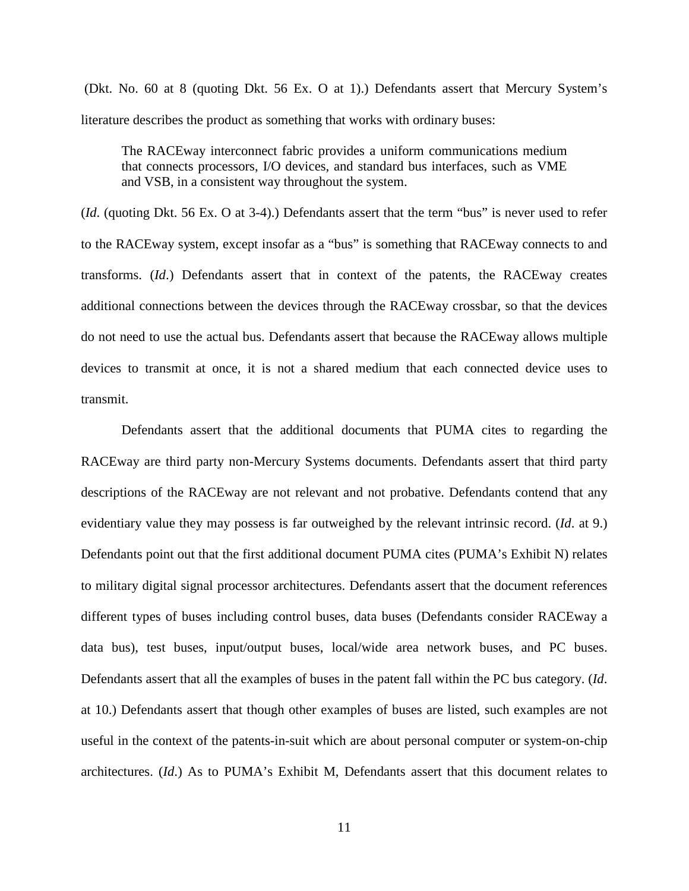(Dkt. No. 60 at 8 (quoting Dkt. 56 Ex. O at 1).) Defendants assert that Mercury System's literature describes the product as something that works with ordinary buses:

> The RACEway interconnect fabric provides a uniform communications medium that connects processors, I/O devices, and standard bus interfaces, such as VME and VSB, in a consistent way throughout the system.

(*Id*. (quoting Dkt. 56 Ex. O at 3-4).) Defendants assert that the term "bus" is never used to refer to the RACEway system, except insofar as a "bus" is something that RACEway connects to and transforms. (*Id*.) Defendants assert that in context of the patents, the RACEway creates additional connections between the devices through the RACEway crossbar, so that the devices do not need to use the actual bus. Defendants assert that because the RACEway allows multiple devices to transmit at once, it is not a shared medium that each connected device uses to transmit.

Defendants assert that the additional documents that PUMA cites to regarding the RACEway are third party non-Mercury Systems documents. Defendants assert that third party descriptions of the RACEway are not relevant and not probative. Defendants contend that any evidentiary value they may possess is far outweighed by the relevant intrinsic record. (*Id*. at 9.) Defendants point out that the first additional document PUMA cites (PUMA's Exhibit N) relates to military digital signal processor architectures. Defendants assert that the document references different types of buses including control buses, data buses (Defendants consider RACEway a data bus), test buses, input/output buses, local/wide area network buses, and PC buses. Defendants assert that all the examples of buses in the patent fall within the PC bus category. (*Id*. at 10.) Defendants assert that though other examples of buses are listed, such examples are not useful in the context of the patents-in-suit which are about personal computer or system-on-chip architectures. (*Id*.) As to PUMA's Exhibit M, Defendants assert that this document relates to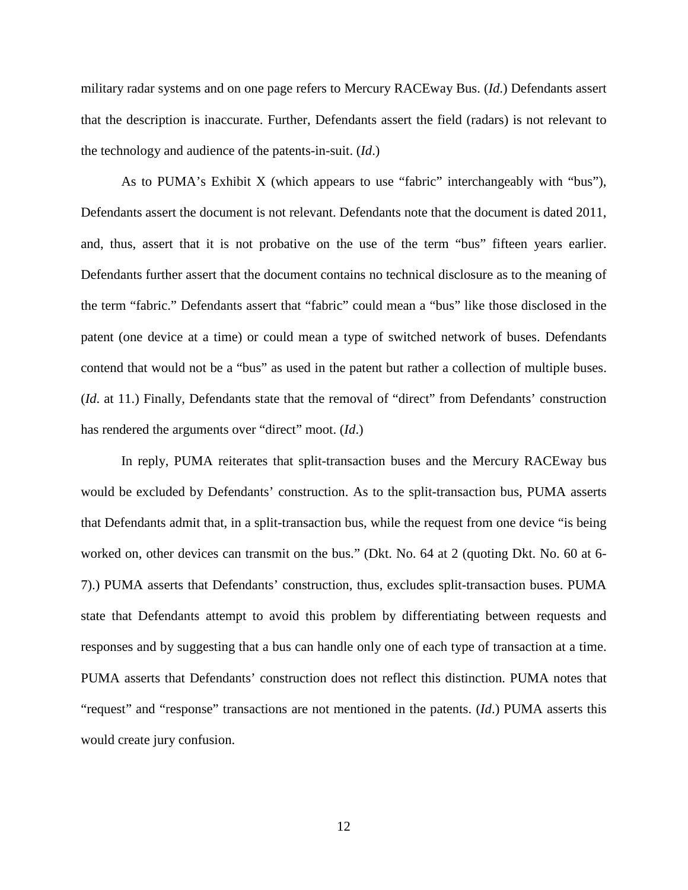military radar systems and on one page refers to Mercury RACEway Bus. (*Id.*) Defendants assert that the description is inaccurate. Further, Defendants assert the field (radars) is not relevant to the technology and audience of the patents-in-suit. (*Id*.)

As to PUMA's Exhibit X (which appears to use "fabric" interchangeably with "bus"), Defendants assert the document is not relevant. Defendants note that the document is dated 2011, and, thus, assert that it is not probative on the use of the term "bus" fifteen years earlier. Defendants further assert that the document contains no technical disclosure as to the meaning of the term "fabric." Defendants assert that "fabric" could mean a "bus" like those disclosed in the patent (one device at a time) or could mean a type of switched network of buses. Defendants contend that would not be a "bus" as used in the patent but rather a collection of multiple buses. (*Id*. at 11.) Finally, Defendants state that the removal of "direct" from Defendants' construction has rendered the arguments over "direct" moot. (*Id*.)

In reply, PUMA reiterates that split-transaction buses and the Mercury RACEway bus would be excluded by Defendants' construction. As to the split-transaction bus, PUMA asserts that Defendants admit that, in a split-transaction bus, while the request from one device "is being worked on, other devices can transmit on the bus." (Dkt. No. 64 at 2 (quoting Dkt. No. 60 at 6-7).) PUMA asserts that Defendants' construction, thus, excludes split-transaction buses. PUMA state that Defendants attempt to avoid this problem by differentiating between requests and responses and by suggesting that a bus can handle only one of each type of transaction at a time. PUMA asserts that Defendants' construction does not reflect this distinction. PUMA notes that "request" and "response" transactions are not mentioned in the patents. (*Id*.) PUMA asserts this would create jury confusion.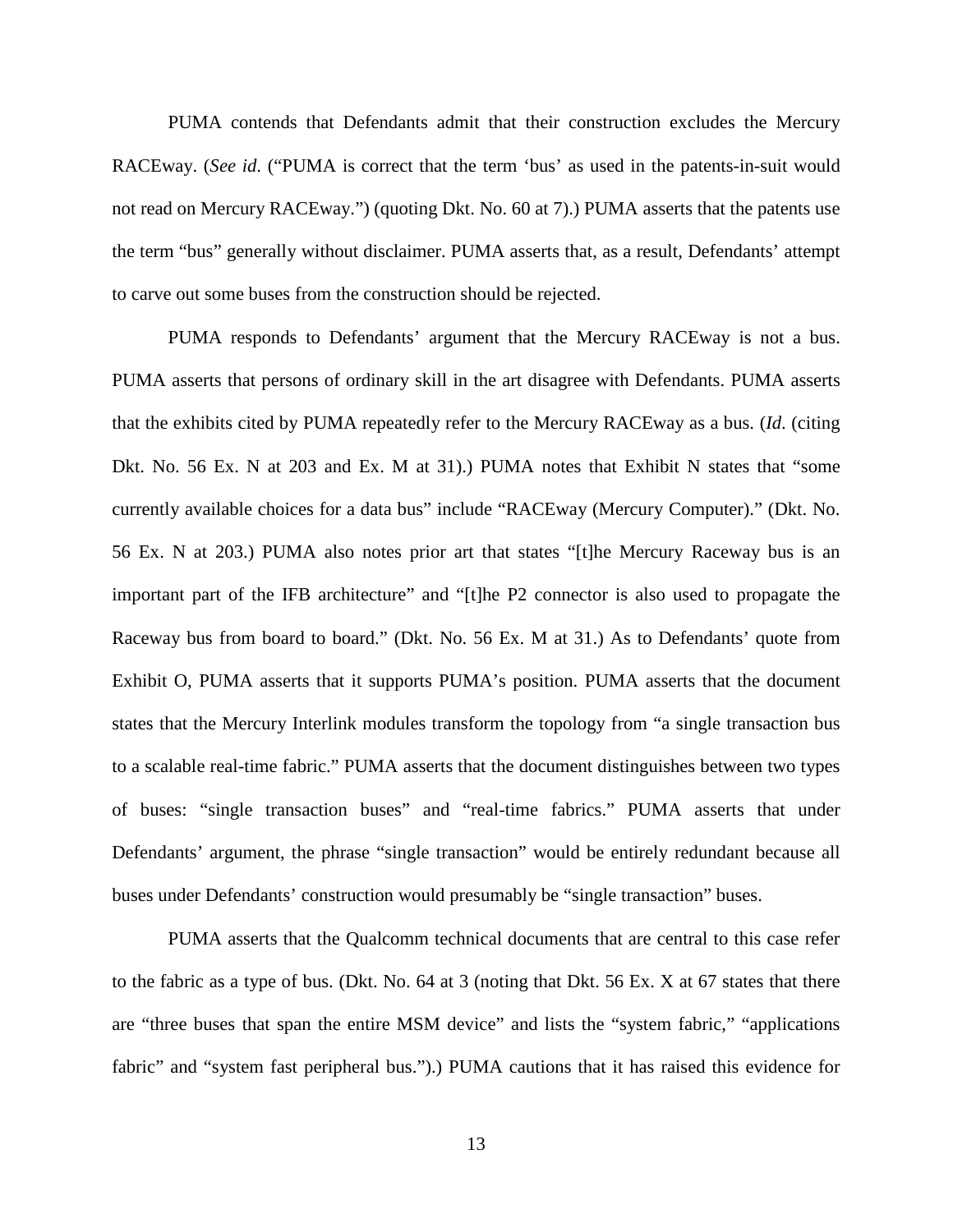PUMA contends that Defendants admit that their construction excludes the Mercury RACEway. (*See id.* ("PUMA is correct that the term 'bus' as used in the patents-in-suit would not read on Mercury RACEway.") (quoting Dkt. No. 60 at 7).) PUMA asserts that the patents use the term "bus" generally without disclaimer. PUMA asserts that, as a result, Defendants' attempt to carve out some buses from the construction should be rejected.

PUMA responds to Defendants' argument that the Mercury RACEway is not a bus. PUMA asserts that persons of ordinary skill in the art disagree with Defendants. PUMA asserts that the exhibits cited by PUMA repeatedly refer to the Mercury RACEway as a bus. (*Id.* (citing Dkt. No. 56 Ex. N at 203 and Ex. M at 31).) PUMA notes that Exhibit N states that "some currently available choices for a data bus" include "RACEway (Mercury Computer)." (Dkt. No. 56 Ex. N at 203.) PUMA also notes prior art that states "[t]he Mercury Raceway bus is an important part of the IFB architecture" and "[t]he P2 connector is also used to propagate the Raceway bus from board to board." (Dkt. No. 56 Ex. M at 31.) As to Defendants' quote from Exhibit O, PUMA asserts that it supports PUMA's position. PUMA asserts that the document states that the Mercury Interlink modules transform the topology from "a single transaction bus to a scalable real-time fabric." PUMA asserts that the document distinguishes between two types of buses: "single transaction buses" and "real-time fabrics." PUMA asserts that under Defendants' argument, the phrase "single transaction" would be entirely redundant because all buses under Defendants' construction would presumably be "single transaction" buses.

PUMA asserts that the Qualcomm technical documents that are central to this case refer to the fabric as a type of bus. (Dkt. No. 64 at 3 (noting that Dkt. 56 Ex. X at 67 states that there are "three buses that span the entire MSM device" and lists the "system fabric," "applications fabric" and "system fast peripheral bus.").) PUMA cautions that it has raised this evidence for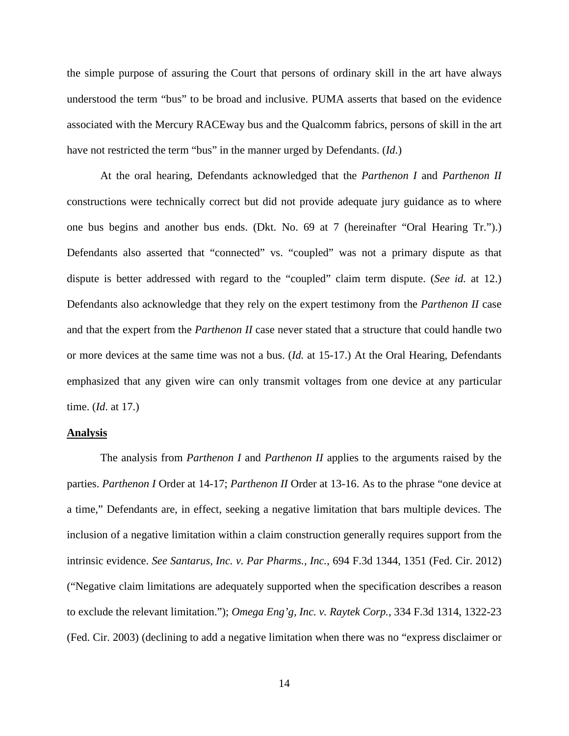the simple purpose of assuring the Court that persons of ordinary skill in the art have always understood the term "bus" to be broad and inclusive. PUMA asserts that based on the evidence associated with the Mercury RACEway bus and the Qualcomm fabrics, persons of skill in the art have not restricted the term "bus" in the manner urged by Defendants. (*Id.*)

At the oral hearing, Defendants acknowledged that the *Parthenon I* and *Parthenon II* constructions were technically correct but did not provide adequate jury guidance as to where one bus begins and another bus ends. (Dkt. No. 69 at 7 (hereinafter "Oral Hearing Tr.").) Defendants also asserted that "connected" vs. "coupled" was not a primary dispute as that dispute is better addressed with regard to the "coupled" claim term dispute. (*See id.* at 12.) Defendants also acknowledge that they rely on the expert testimony from the *Parthenon II* case and that the expert from the *Parthenon II* case never stated that a structure that could handle two or more devices at the same time was not a bus. (*Id.* at 15-17.) At the Oral Hearing, Defendants emphasized that any given wire can only transmit voltages from one device at any particular time. (*Id*. at 17.)

**Analysis**

The analysis from *Parthenon I* and *Parthenon II* applies to the arguments raised by the parties. *Parthenon I* Order at 14-17; *Parthenon II* Order at 13-16. As to the phrase "one device at a time," Defendants are, in effect, seeking a negative limitation that bars multiple devices. The inclusion of a negative limitation within a claim construction generally requires support from the intrinsic evidence. *See Santarus, Inc. v. Par Pharms., Inc.*, 694 F.3d 1344, 1351 (Fed. Cir. 2012) ("Negative claim limitations are adequately supported when the specification describes a reason to exclude the relevant limitation."); *Omega Eng'g, Inc. v. Raytek Corp.*, 334 F.3d 1314, 1322-23 (Fed. Cir. 2003) (declining to add a negative limitation when there was no "express disclaimer or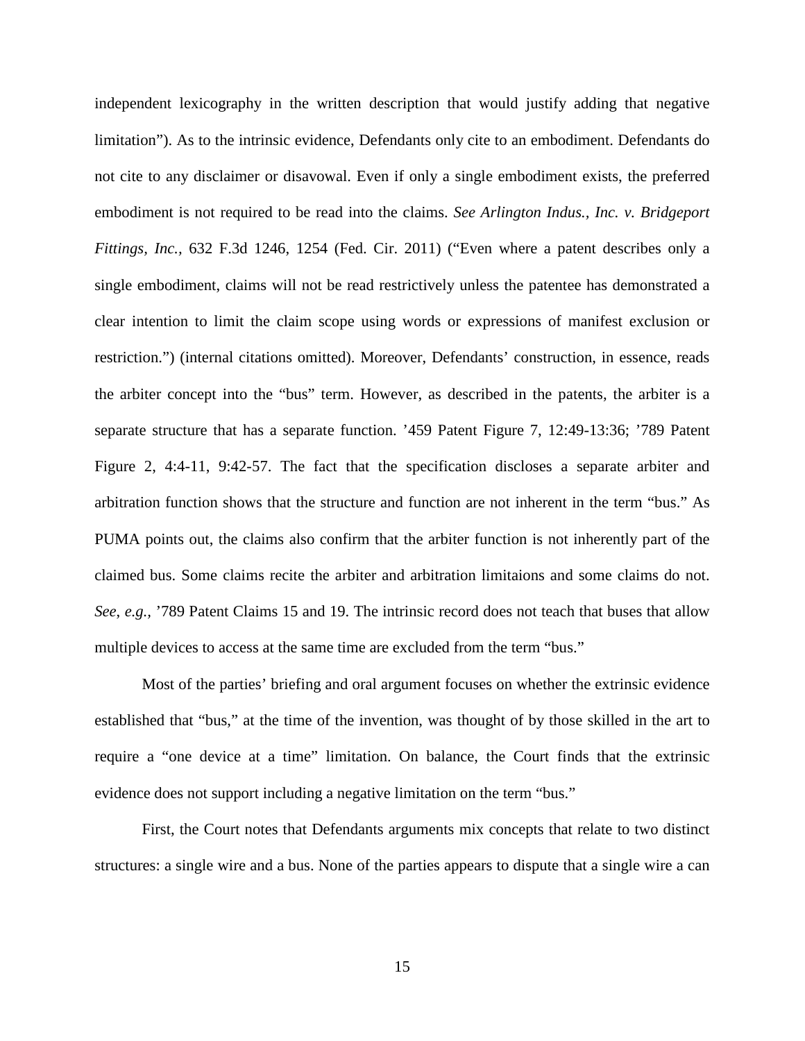independent lexicography in the written description that would justify adding that negative limitation"). As to the intrinsic evidence, Defendants only cite to an embodiment. Defendants do not cite to any disclaimer or disavowal. Even if only a single embodiment exists, the preferred embodiment is not required to be read into the claims. *See Arlington Indus., Inc. v. Bridgeport Fittings, Inc.*, 632 F.3d 1246, 1254 (Fed. Cir. 2011) ("Even where a patent describes only a single embodiment, claims will not be read restrictively unless the patentee has demonstrated a clear intention to limit the claim scope using words or expressions of manifest exclusion or restriction.") (internal citations omitted). Moreover, Defendants' construction, in essence, reads the arbiter concept into the "bus" term. However, as described in the patents, the arbiter is a separate structure that has a separate function. '459 Patent Figure 7, 12:49-13:36; '789 Patent Figure 2, 4:4-11, 9:42-57. The fact that the specification discloses a separate arbiter and arbitration function shows that the structure and function are not inherent in the term "bus." As PUMA points out, the claims also confirm that the arbiter function is not inherently part of the claimed bus. Some claims recite the arbiter and arbitration limitaions and some claims do not. *See*, *e.g.*, '789 Patent Claims 15 and 19. The intrinsic record does not teach that buses that allow multiple devices to access at the same time are excluded from the term "bus."

Most of the parties' briefing and oral argument focuses on whether the extrinsic evidence established that "bus," at the time of the invention, was thought of by those skilled in the art to require a "one device at a time" limitation. On balance, the Court finds that the extrinsic evidence does not support including a negative limitation on the term "bus."

First, the Court notes that Defendants arguments mix concepts that relate to two distinct structures: a single wire and a bus. None of the parties appears to dispute that a single wire a can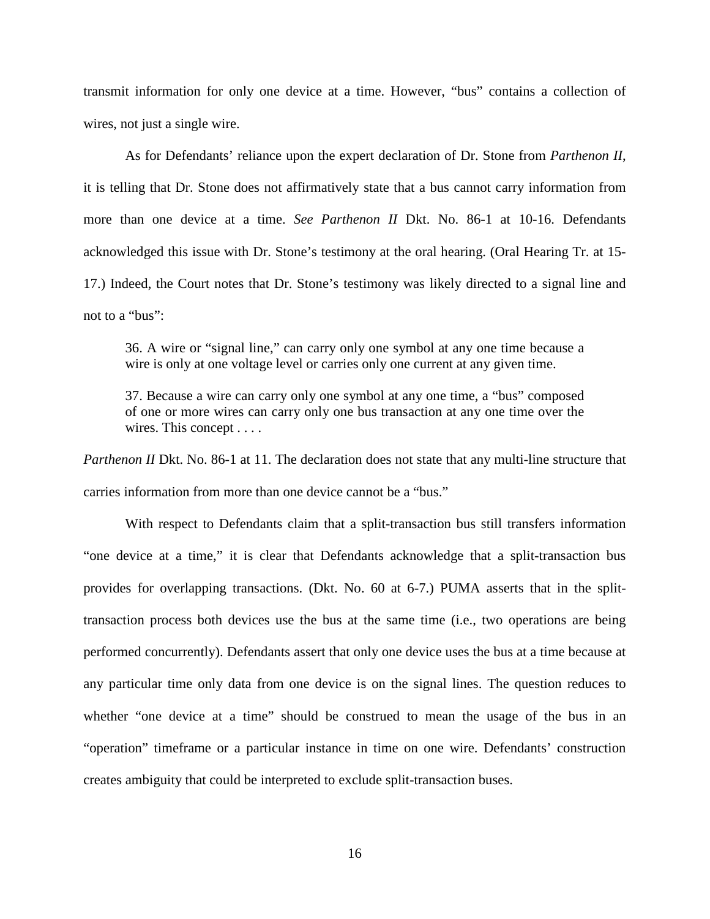transmit information for only one device at a time. However, "bus" contains a collection of wires, not just a single wire.

As for Defendants' reliance upon the expert declaration of Dr. Stone from *Parthenon II*, it is telling that Dr. Stone does not affirmatively state that a bus cannot carry information from more than one device at a time. *See Parthenon II* Dkt. No. 86-1 at 10-16. Defendants acknowledged this issue with Dr. Stone's testimony at the oral hearing. (Oral Hearing Tr. at 15-17.) Indeed, the Court notes that Dr. Stone's testimony was likely directed to a signal line and not to a "bus":

> 36. A wire or "signal line," can carry only one symbol at any one time because a wire is only at one voltage level or carries only one current at any given time.
>
> 37. Because a wire can carry only one symbol at any one time, a "bus" composed of one or more wires can carry only one bus transaction at any one time over the wires. This concept . . . .

*Parthenon II* Dkt. No. 86-1 at 11. The declaration does not state that any multi-line structure that carries information from more than one device cannot be a "bus."

With respect to Defendants claim that a split-transaction bus still transfers information "one device at a time," it is clear that Defendants acknowledge that a split-transaction bus provides for overlapping transactions. (Dkt. No. 60 at 6-7.) PUMA asserts that in the split-transaction process both devices use the bus at the same time (i.e., two operations are being performed concurrently). Defendants assert that only one device uses the bus at a time because at any particular time only data from one device is on the signal lines. The question reduces to whether "one device at a time" should be construed to mean the usage of the bus in an "operation" timeframe or a particular instance in time on one wire. Defendants' construction creates ambiguity that could be interpreted to exclude split-transaction buses.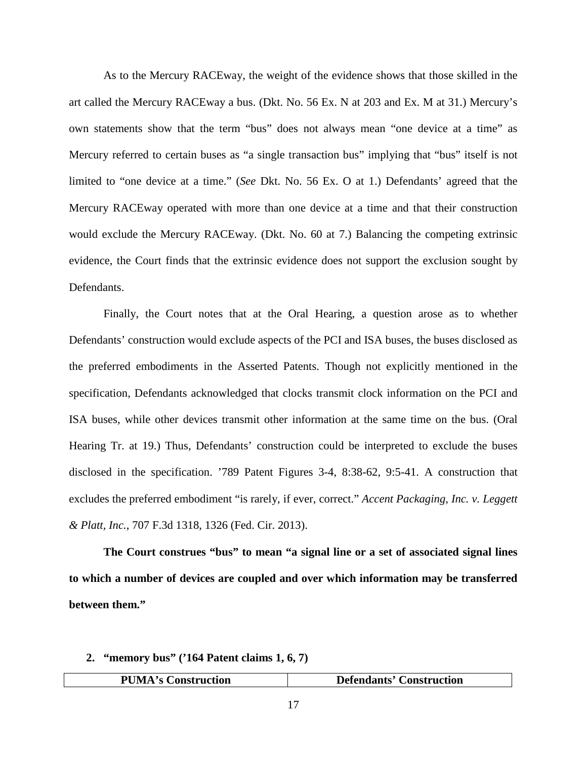As to the Mercury RACEway, the weight of the evidence shows that those skilled in the art called the Mercury RACEway a bus. (Dkt. No. 56 Ex. N at 203 and Ex. M at 31.) Mercury's own statements show that the term "bus" does not always mean "one device at a time" as Mercury referred to certain buses as "a single transaction bus" implying that "bus" itself is not limited to "one device at a time." (*See* Dkt. No. 56 Ex. O at 1.) Defendants' agreed that the Mercury RACEway operated with more than one device at a time and that their construction would exclude the Mercury RACEway. (Dkt. No. 60 at 7.) Balancing the competing extrinsic evidence, the Court finds that the extrinsic evidence does not support the exclusion sought by Defendants.

Finally, the Court notes that at the Oral Hearing, a question arose as to whether Defendants' construction would exclude aspects of the PCI and ISA buses, the buses disclosed as the preferred embodiments in the Asserted Patents. Though not explicitly mentioned in the specification, Defendants acknowledged that clocks transmit clock information on the PCI and ISA buses, while other devices transmit other information at the same time on the bus. (Oral Hearing Tr. at 19.) Thus, Defendants' construction could be interpreted to exclude the buses disclosed in the specification. '789 Patent Figures 3-4, 8:38-62, 9:5-41. A construction that excludes the preferred embodiment "is rarely, if ever, correct." *Accent Packaging, Inc. v. Leggett & Platt, Inc.*, 707 F.3d 1318, 1326 (Fed. Cir. 2013).

**The Court construes "bus" to mean "a signal line or a set of associated signal lines to which a number of devices are coupled and over which information may be transferred between them."**

### 2. "memory bus" ('164 Patent claims 1, 6, 7)

| PUMA's Construction | Defendants' Construction |
| --- | --- |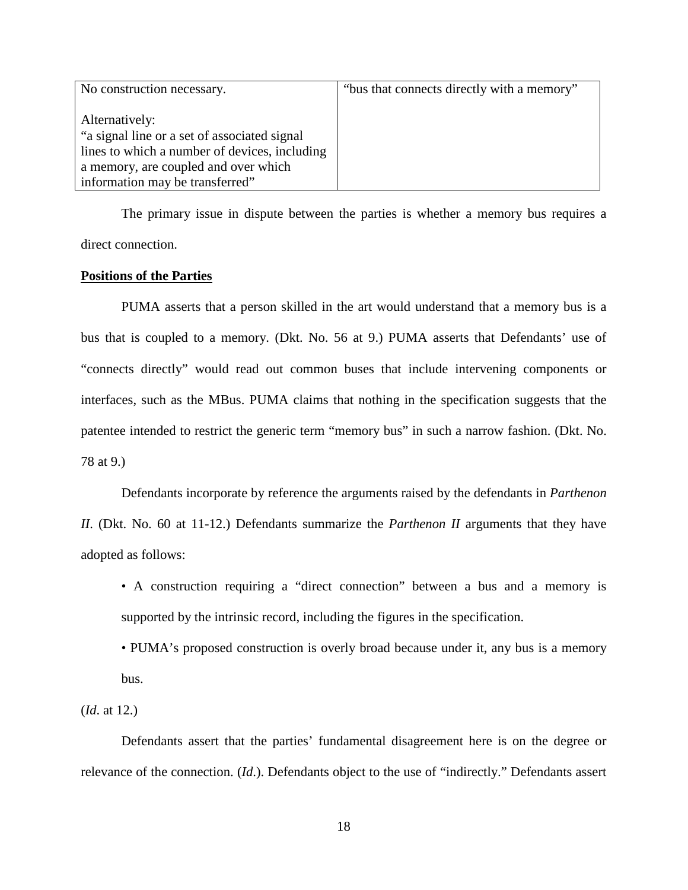| No construction necessary.<br><br>Alternatively:<br>“a signal line or a set of associated signal lines to which a number of devices, including a memory, are coupled and over which information may be transferred” | “bus that connects directly with a memory” |
|---|---|

The primary issue in dispute between the parties is whether a memory bus requires a direct connection.

**Positions of the Parties**

PUMA asserts that a person skilled in the art would understand that a memory bus is a bus that is coupled to a memory. (Dkt. No. 56 at 9.) PUMA asserts that Defendants’ use of “connects directly” would read out common buses that include intervening components or interfaces, such as the MBus. PUMA claims that nothing in the specification suggests that the patentee intended to restrict the generic term “memory bus” in such a narrow fashion. (Dkt. No. 78 at 9.)

Defendants incorporate by reference the arguments raised by the defendants in *Parthenon II*. (Dkt. No. 60 at 11-12.) Defendants summarize the *Parthenon II* arguments that they have adopted as follows:

- A construction requiring a “direct connection” between a bus and a memory is supported by the intrinsic record, including the figures in the specification.
- PUMA’s proposed construction is overly broad because under it, any bus is a memory bus.

(*Id*. at 12.)

Defendants assert that the parties’ fundamental disagreement here is on the degree or relevance of the connection. (*Id*.). Defendants object to the use of “indirectly.” Defendants assert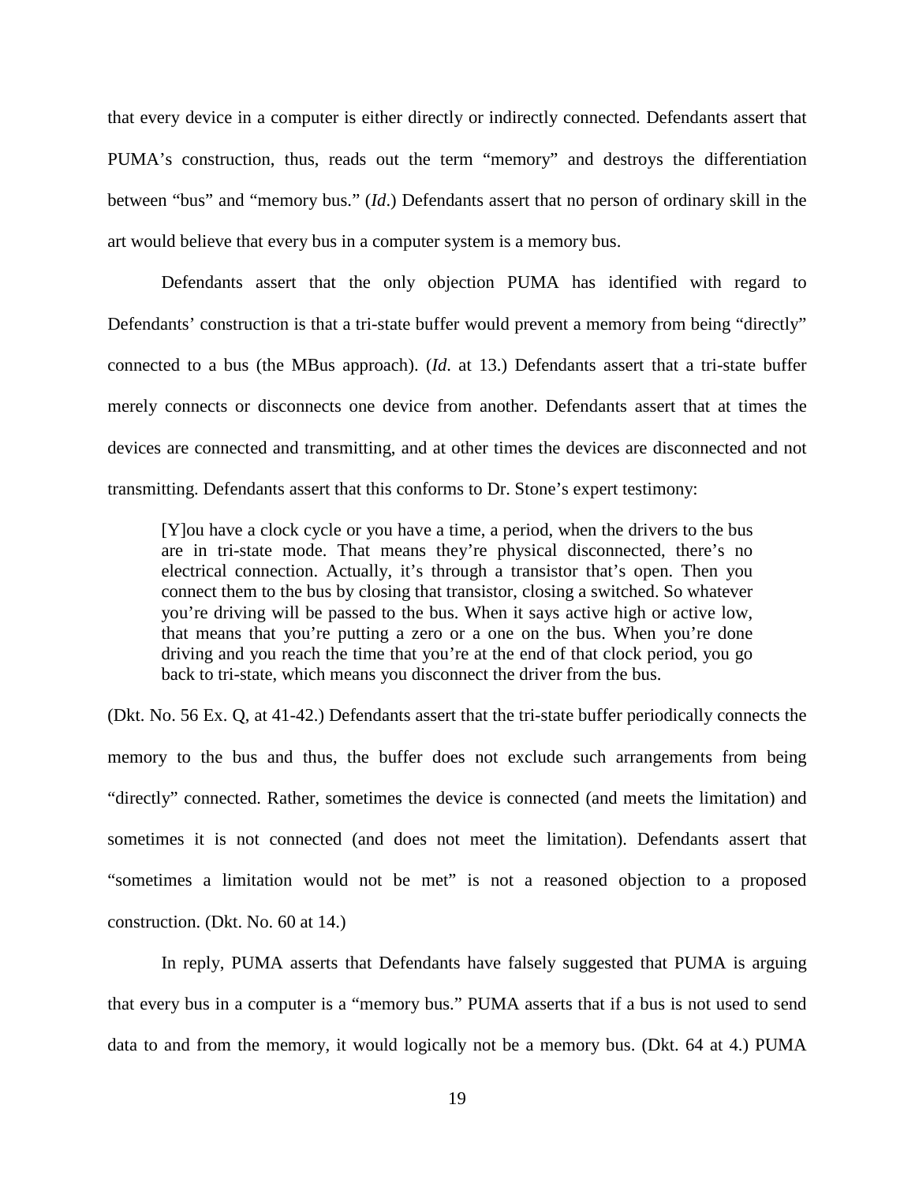that every device in a computer is either directly or indirectly connected. Defendants assert that PUMA's construction, thus, reads out the term "memory" and destroys the differentiation between "bus" and "memory bus." (*Id*.) Defendants assert that no person of ordinary skill in the art would believe that every bus in a computer system is a memory bus.

Defendants assert that the only objection PUMA has identified with regard to Defendants' construction is that a tri-state buffer would prevent a memory from being "directly" connected to a bus (the MBus approach). (*Id*. at 13.) Defendants assert that a tri-state buffer merely connects or disconnects one device from another. Defendants assert that at times the devices are connected and transmitting, and at other times the devices are disconnected and not transmitting. Defendants assert that this conforms to Dr. Stone's expert testimony:

> [Y]ou have a clock cycle or you have a time, a period, when the drivers to the bus are in tri-state mode. That means they're physical disconnected, there's no electrical connection. Actually, it's through a transistor that's open. Then you connect them to the bus by closing that transistor, closing a switched. So whatever you're driving will be passed to the bus. When it says active high or active low, that means that you're putting a zero or a one on the bus. When you're done driving and you reach the time that you're at the end of that clock period, you go back to tri-state, which means you disconnect the driver from the bus.

(Dkt. No. 56 Ex. Q, at 41-42.) Defendants assert that the tri-state buffer periodically connects the memory to the bus and thus, the buffer does not exclude such arrangements from being "directly" connected. Rather, sometimes the device is connected (and meets the limitation) and sometimes it is not connected (and does not meet the limitation). Defendants assert that "sometimes a limitation would not be met" is not a reasoned objection to a proposed construction. (Dkt. No. 60 at 14.)

In reply, PUMA asserts that Defendants have falsely suggested that PUMA is arguing that every bus in a computer is a "memory bus." PUMA asserts that if a bus is not used to send data to and from the memory, it would logically not be a memory bus. (Dkt. 64 at 4.) PUMA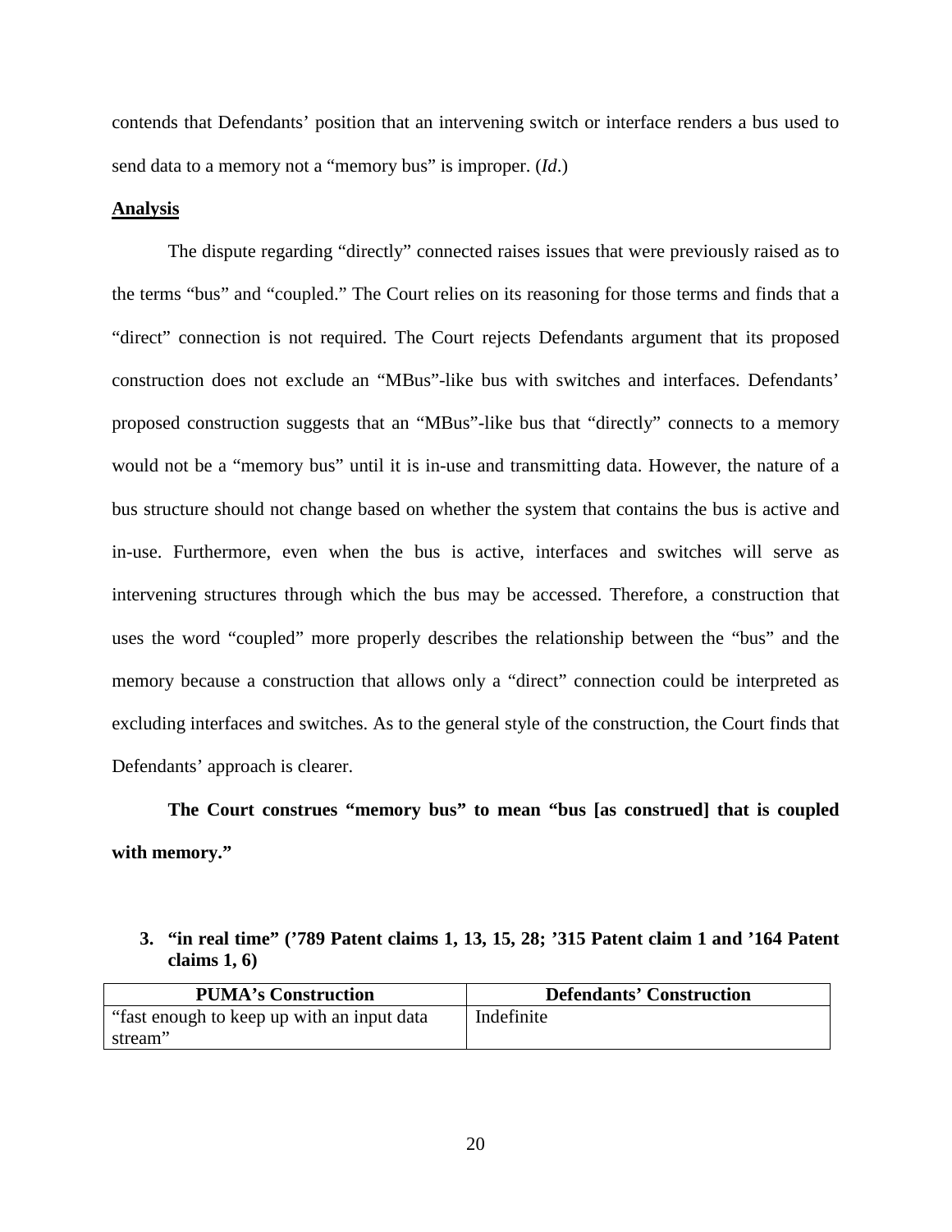contends that Defendants' position that an intervening switch or interface renders a bus used to send data to a memory not a "memory bus" is improper. (*Id*.)

**Analysis**

The dispute regarding "directly" connected raises issues that were previously raised as to the terms "bus" and "coupled." The Court relies on its reasoning for those terms and finds that a "direct" connection is not required. The Court rejects Defendants argument that its proposed construction does not exclude an "MBus"-like bus with switches and interfaces. Defendants' proposed construction suggests that an "MBus"-like bus that "directly" connects to a memory would not be a "memory bus" until it is in-use and transmitting data. However, the nature of a bus structure should not change based on whether the system that contains the bus is active and in-use. Furthermore, even when the bus is active, interfaces and switches will serve as intervening structures through which the bus may be accessed. Therefore, a construction that uses the word "coupled" more properly describes the relationship between the "bus" and the memory because a construction that allows only a "direct" connection could be interpreted as excluding interfaces and switches. As to the general style of the construction, the Court finds that Defendants' approach is clearer.

**The Court construes "memory bus" to mean "bus [as construed] that is coupled with memory."**

3. **"in real time" ('789 Patent claims 1, 13, 15, 28; '315 Patent claim 1 and '164 Patent claims 1, 6)**

| PUMA's Construction | Defendants' Construction |
| --- | --- |
| "fast enough to keep up with an input data stream" | Indefinite |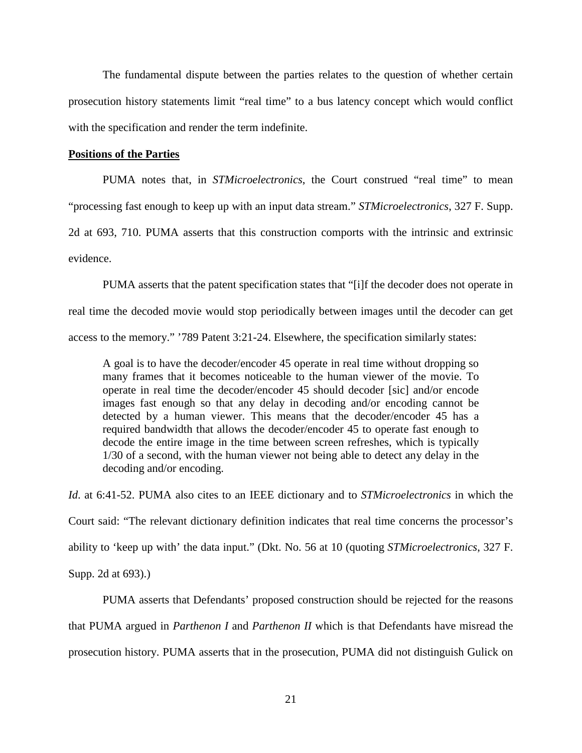The fundamental dispute between the parties relates to the question of whether certain prosecution history statements limit "real time" to a bus latency concept which would conflict with the specification and render the term indefinite.

**Positions of the Parties**

PUMA notes that, in *STMicroelectronics*, the Court construed "real time" to mean "processing fast enough to keep up with an input data stream." *STMicroelectronics*, 327 F. Supp. 2d at 693, 710. PUMA asserts that this construction comports with the intrinsic and extrinsic evidence.

PUMA asserts that the patent specification states that "[i]f the decoder does not operate in real time the decoded movie would stop periodically between images until the decoder can get access to the memory." '789 Patent 3:21-24. Elsewhere, the specification similarly states:

> A goal is to have the decoder/encoder 45 operate in real time without dropping so many frames that it becomes noticeable to the human viewer of the movie. To operate in real time the decoder/encoder 45 should decoder [sic] and/or encode images fast enough so that any delay in decoding and/or encoding cannot be detected by a human viewer. This means that the decoder/encoder 45 has a required bandwidth that allows the decoder/encoder 45 to operate fast enough to decode the entire image in the time between screen refreshes, which is typically 1/30 of a second, with the human viewer not being able to detect any delay in the decoding and/or encoding.

*Id.* at 6:41-52. PUMA also cites to an IEEE dictionary and to *STMicroelectronics* in which the Court said: "The relevant dictionary definition indicates that real time concerns the processor's ability to 'keep up with' the data input." (Dkt. No. 56 at 10 (quoting *STMicroelectronics*, 327 F. Supp. 2d at 693).)

PUMA asserts that Defendants' proposed construction should be rejected for the reasons that PUMA argued in *Parthenon I* and *Parthenon II* which is that Defendants have misread the prosecution history. PUMA asserts that in the prosecution, PUMA did not distinguish Gulick on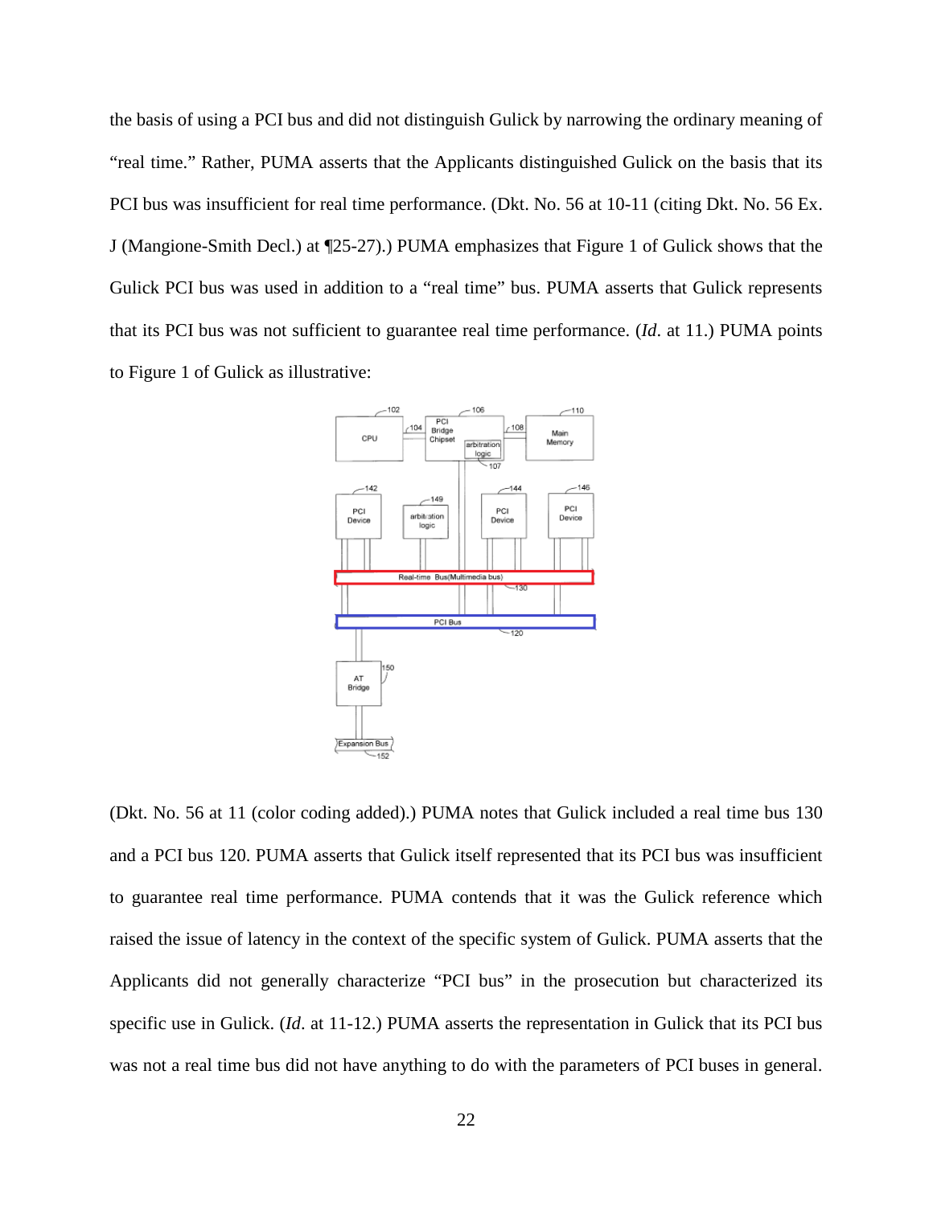the basis of using a PCI bus and did not distinguish Gulick by narrowing the ordinary meaning of "real time." Rather, PUMA asserts that the Applicants distinguished Gulick on the basis that its PCI bus was insufficient for real time performance. (Dkt. No. 56 at 10-11 (citing Dkt. No. 56 Ex. J (Mangione-Smith Decl.) at ¶25-27).) PUMA emphasizes that Figure 1 of Gulick shows that the Gulick PCI bus was used in addition to a "real time" bus. PUMA asserts that Gulick represents that its PCI bus was not sufficient to guarantee real time performance. (*Id*. at 11.) PUMA points to Figure 1 of Gulick as illustrative:

(Dkt. No. 56 at 11 (color coding added).) PUMA notes that Gulick included a real time bus 130 and a PCI bus 120. PUMA asserts that Gulick itself represented that its PCI bus was insufficient to guarantee real time performance. PUMA contends that it was the Gulick reference which raised the issue of latency in the context of the specific system of Gulick. PUMA asserts that the Applicants did not generally characterize "PCI bus" in the prosecution but characterized its specific use in Gulick. (*Id*. at 11-12.) PUMA asserts the representation in Gulick that its PCI bus was not a real time bus did not have anything to do with the parameters of PCI buses in general.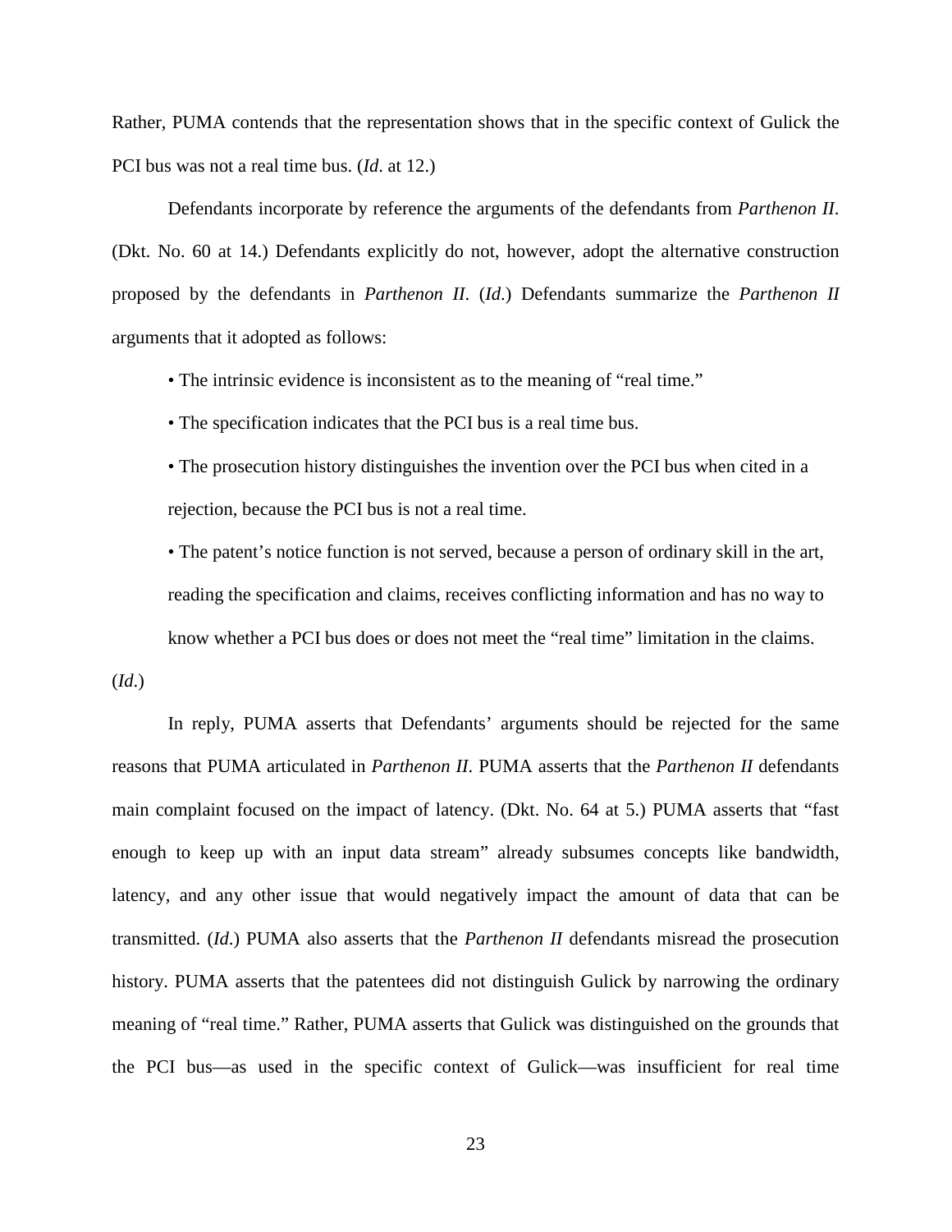Rather, PUMA contends that the representation shows that in the specific context of Gulick the PCI bus was not a real time bus. (*Id*. at 12.)

Defendants incorporate by reference the arguments of the defendants from *Parthenon II*. (Dkt. No. 60 at 14.) Defendants explicitly do not, however, adopt the alternative construction proposed by the defendants in *Parthenon II*. (*Id*.) Defendants summarize the *Parthenon II* arguments that it adopted as follows:

- The intrinsic evidence is inconsistent as to the meaning of "real time."
- The specification indicates that the PCI bus is a real time bus.
- The prosecution history distinguishes the invention over the PCI bus when cited in a rejection, because the PCI bus is not a real time.
- The patent's notice function is not served, because a person of ordinary skill in the art, reading the specification and claims, receives conflicting information and has no way to know whether a PCI bus does or does not meet the "real time" limitation in the claims.

(*Id*.)

In reply, PUMA asserts that Defendants' arguments should be rejected for the same reasons that PUMA articulated in *Parthenon II*. PUMA asserts that the *Parthenon II* defendants main complaint focused on the impact of latency. (Dkt. No. 64 at 5.) PUMA asserts that "fast enough to keep up with an input data stream" already subsumes concepts like bandwidth, latency, and any other issue that would negatively impact the amount of data that can be transmitted. (*Id*.) PUMA also asserts that the *Parthenon II* defendants misread the prosecution history. PUMA asserts that the patentees did not distinguish Gulick by narrowing the ordinary meaning of "real time." Rather, PUMA asserts that Gulick was distinguished on the grounds that the PCI bus—as used in the specific context of Gulick—was insufficient for real time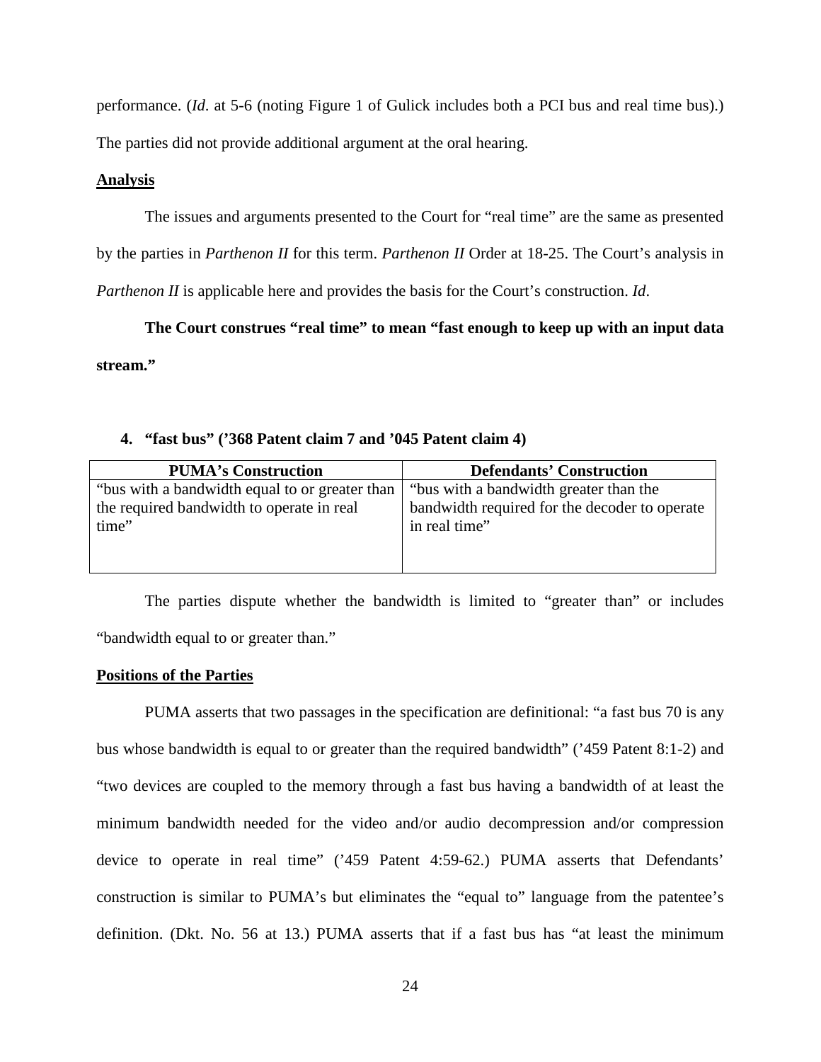performance. (*Id*. at 5-6 (noting Figure 1 of Gulick includes both a PCI bus and real time bus).) The parties did not provide additional argument at the oral hearing.

**Analysis**

The issues and arguments presented to the Court for "real time" are the same as presented by the parties in *Parthenon II* for this term. *Parthenon II* Order at 18-25. The Court's analysis in *Parthenon II* is applicable here and provides the basis for the Court's construction. *Id*.

**The Court construes "real time" to mean "fast enough to keep up with an input data stream."**

**4. "fast bus" ('368 Patent claim 7 and '045 Patent claim 4)**

| PUMA's Construction | Defendants' Construction |
|---|---|
| "bus with a bandwidth equal to or greater than the required bandwidth to operate in real time" | "bus with a bandwidth greater than the bandwidth required for the decoder to operate in real time" |

The parties dispute whether the bandwidth is limited to "greater than" or includes "bandwidth equal to or greater than."

**Positions of the Parties**

PUMA asserts that two passages in the specification are definitional: "a fast bus 70 is any bus whose bandwidth is equal to or greater than the required bandwidth" ('459 Patent 8:1-2) and "two devices are coupled to the memory through a fast bus having a bandwidth of at least the minimum bandwidth needed for the video and/or audio decompression and/or compression device to operate in real time" ('459 Patent 4:59-62.) PUMA asserts that Defendants' construction is similar to PUMA's but eliminates the "equal to" language from the patentee's definition. (Dkt. No. 56 at 13.) PUMA asserts that if a fast bus has "at least the minimum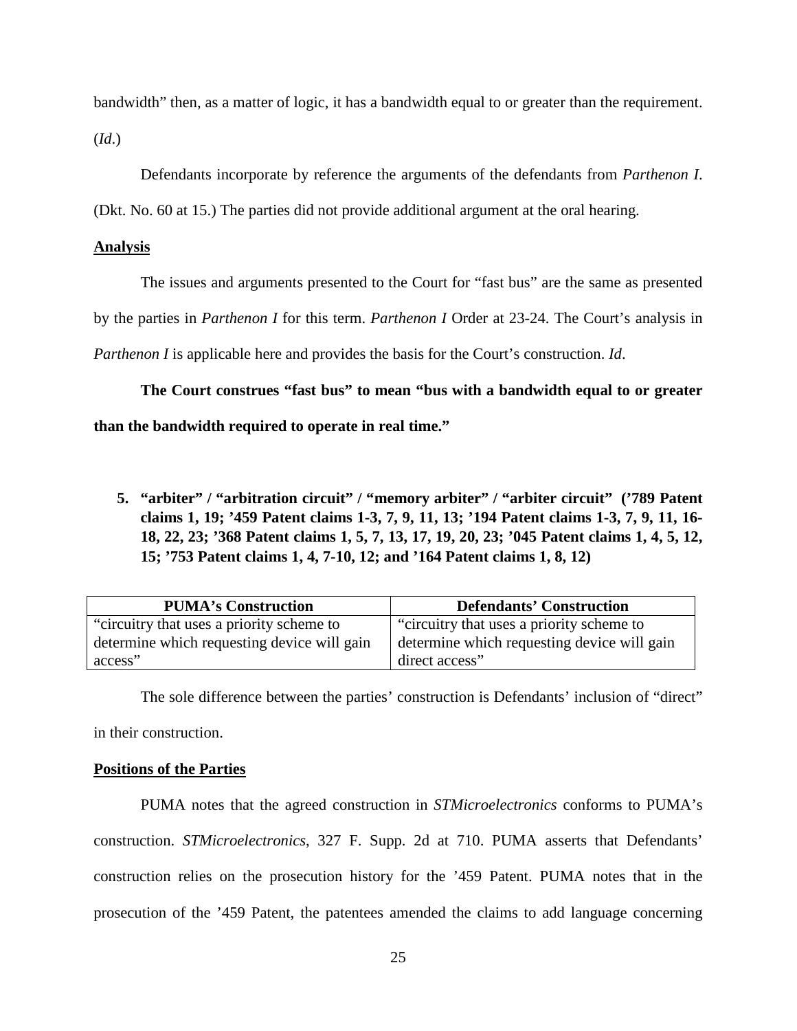bandwidth" then, as a matter of logic, it has a bandwidth equal to or greater than the requirement. (*Id*.)

Defendants incorporate by reference the arguments of the defendants from *Parthenon I*. (Dkt. No. 60 at 15.) The parties did not provide additional argument at the oral hearing.

**Analysis**

The issues and arguments presented to the Court for "fast bus" are the same as presented by the parties in *Parthenon I* for this term. *Parthenon I* Order at 23-24. The Court's analysis in *Parthenon I* is applicable here and provides the basis for the Court's construction. *Id*.

**The Court construes "fast bus" to mean "bus with a bandwidth equal to or greater than the bandwidth required to operate in real time."**

**5. "arbiter" / "arbitration circuit" / "memory arbiter" / "arbiter circuit" ('789 Patent claims 1, 19; '459 Patent claims 1-3, 7, 9, 11, 13; '194 Patent claims 1-3, 7, 9, 11, 16-18, 22, 23; '368 Patent claims 1, 5, 7, 13, 17, 19, 20, 23; '045 Patent claims 1, 4, 5, 12, 15; '753 Patent claims 1, 4, 7-10, 12; and '164 Patent claims 1, 8, 12)**

| PUMA's Construction | Defendants' Construction |
|---|---|
| "circuitry that uses a priority scheme to determine which requesting device will gain access" | "circuitry that uses a priority scheme to determine which requesting device will gain direct access" |

The sole difference between the parties' construction is Defendants' inclusion of "direct" in their construction.

**Positions of the Parties**

PUMA notes that the agreed construction in *STMicroelectronics* conforms to PUMA's construction. *STMicroelectronics*, 327 F. Supp. 2d at 710. PUMA asserts that Defendants' construction relies on the prosecution history for the '459 Patent. PUMA notes that in the prosecution of the '459 Patent, the patentees amended the claims to add language concerning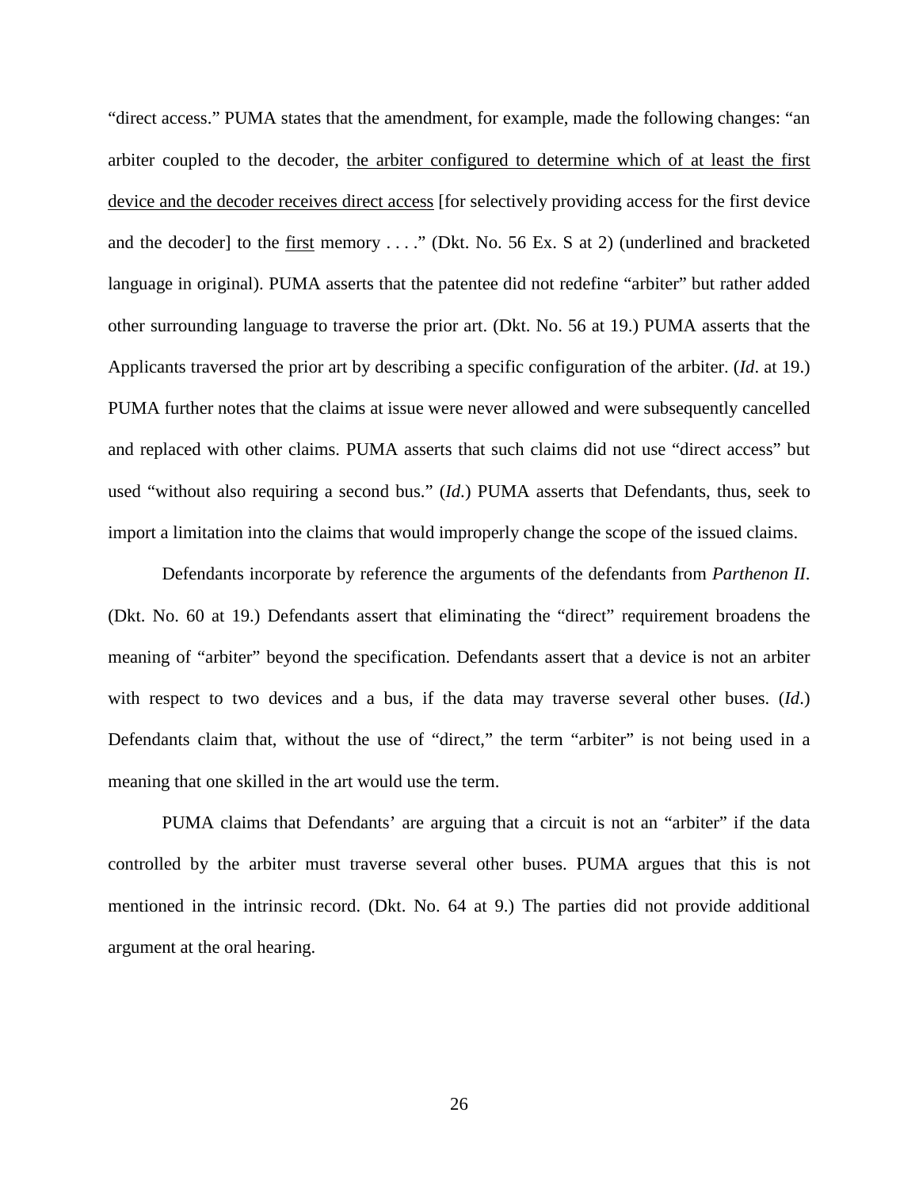"direct access." PUMA states that the amendment, for example, made the following changes: "an arbiter coupled to the decoder, <u>the arbiter configured to determine which of at least the first device and the decoder receives direct access</u> [for selectively providing access for the first device and the decoder] to the <u>first</u> memory . . . ." (Dkt. No. 56 Ex. S at 2) (underlined and bracketed language in original). PUMA asserts that the patentee did not redefine "arbiter" but rather added other surrounding language to traverse the prior art. (Dkt. No. 56 at 19.) PUMA asserts that the Applicants traversed the prior art by describing a specific configuration of the arbiter. (*Id*. at 19.) PUMA further notes that the claims at issue were never allowed and were subsequently cancelled and replaced with other claims. PUMA asserts that such claims did not use "direct access" but used "without also requiring a second bus." (*Id*.) PUMA asserts that Defendants, thus, seek to import a limitation into the claims that would improperly change the scope of the issued claims.

Defendants incorporate by reference the arguments of the defendants from *Parthenon II*. (Dkt. No. 60 at 19.) Defendants assert that eliminating the "direct" requirement broadens the meaning of "arbiter" beyond the specification. Defendants assert that a device is not an arbiter with respect to two devices and a bus, if the data may traverse several other buses. (*Id*.) Defendants claim that, without the use of "direct," the term "arbiter" is not being used in a meaning that one skilled in the art would use the term.

PUMA claims that Defendants' are arguing that a circuit is not an "arbiter" if the data controlled by the arbiter must traverse several other buses. PUMA argues that this is not mentioned in the intrinsic record. (Dkt. No. 64 at 9.) The parties did not provide additional argument at the oral hearing.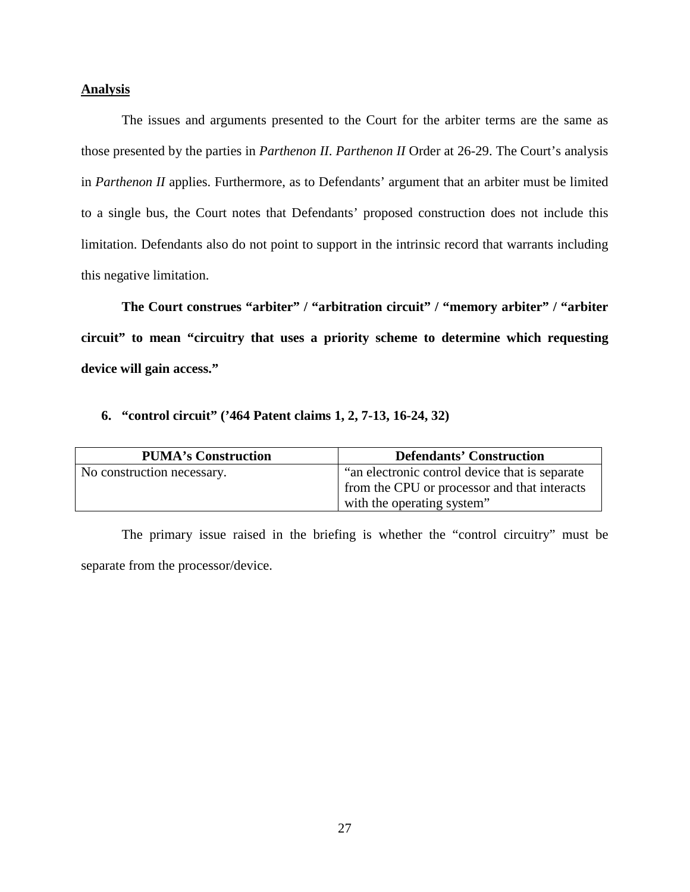**Analysis**

The issues and arguments presented to the Court for the arbiter terms are the same as those presented by the parties in *Parthenon II*. *Parthenon II* Order at 26-29. The Court's analysis in *Parthenon II* applies. Furthermore, as to Defendants' argument that an arbiter must be limited to a single bus, the Court notes that Defendants' proposed construction does not include this limitation. Defendants also do not point to support in the intrinsic record that warrants including this negative limitation.

**The Court construes "arbiter" / "arbitration circuit" / "memory arbiter" / "arbiter circuit" to mean "circuitry that uses a priority scheme to determine which requesting device will gain access."**

### 6. "control circuit" ('464 Patent claims 1, 2, 7-13, 16-24, 32)

| PUMA's Construction | Defendants' Construction |
| --- | --- |
| No construction necessary. | "an electronic control device that is separate from the CPU or processor and that interacts with the operating system" |

The primary issue raised in the briefing is whether the "control circuitry" must be separate from the processor/device.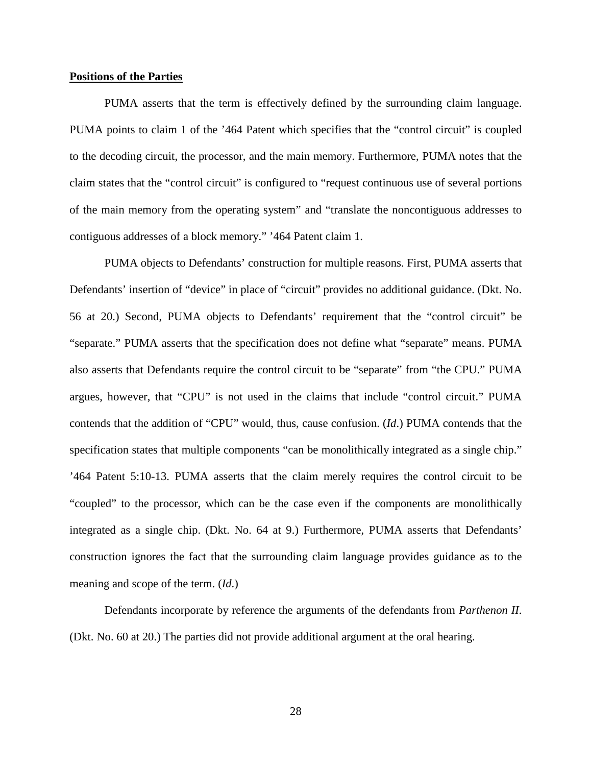**Positions of the Parties**

PUMA asserts that the term is effectively defined by the surrounding claim language. PUMA points to claim 1 of the '464 Patent which specifies that the "control circuit" is coupled to the decoding circuit, the processor, and the main memory. Furthermore, PUMA notes that the claim states that the "control circuit" is configured to "request continuous use of several portions of the main memory from the operating system" and "translate the noncontiguous addresses to contiguous addresses of a block memory." '464 Patent claim 1.

PUMA objects to Defendants' construction for multiple reasons. First, PUMA asserts that Defendants' insertion of "device" in place of "circuit" provides no additional guidance. (Dkt. No. 56 at 20.) Second, PUMA objects to Defendants' requirement that the "control circuit" be "separate." PUMA asserts that the specification does not define what "separate" means. PUMA also asserts that Defendants require the control circuit to be "separate" from "the CPU." PUMA argues, however, that "CPU" is not used in the claims that include "control circuit." PUMA contends that the addition of "CPU" would, thus, cause confusion. (*Id*.) PUMA contends that the specification states that multiple components "can be monolithically integrated as a single chip." '464 Patent 5:10-13. PUMA asserts that the claim merely requires the control circuit to be "coupled" to the processor, which can be the case even if the components are monolithically integrated as a single chip. (Dkt. No. 64 at 9.) Furthermore, PUMA asserts that Defendants' construction ignores the fact that the surrounding claim language provides guidance as to the meaning and scope of the term. (*Id*.)

Defendants incorporate by reference the arguments of the defendants from *Parthenon II*. (Dkt. No. 60 at 20.) The parties did not provide additional argument at the oral hearing.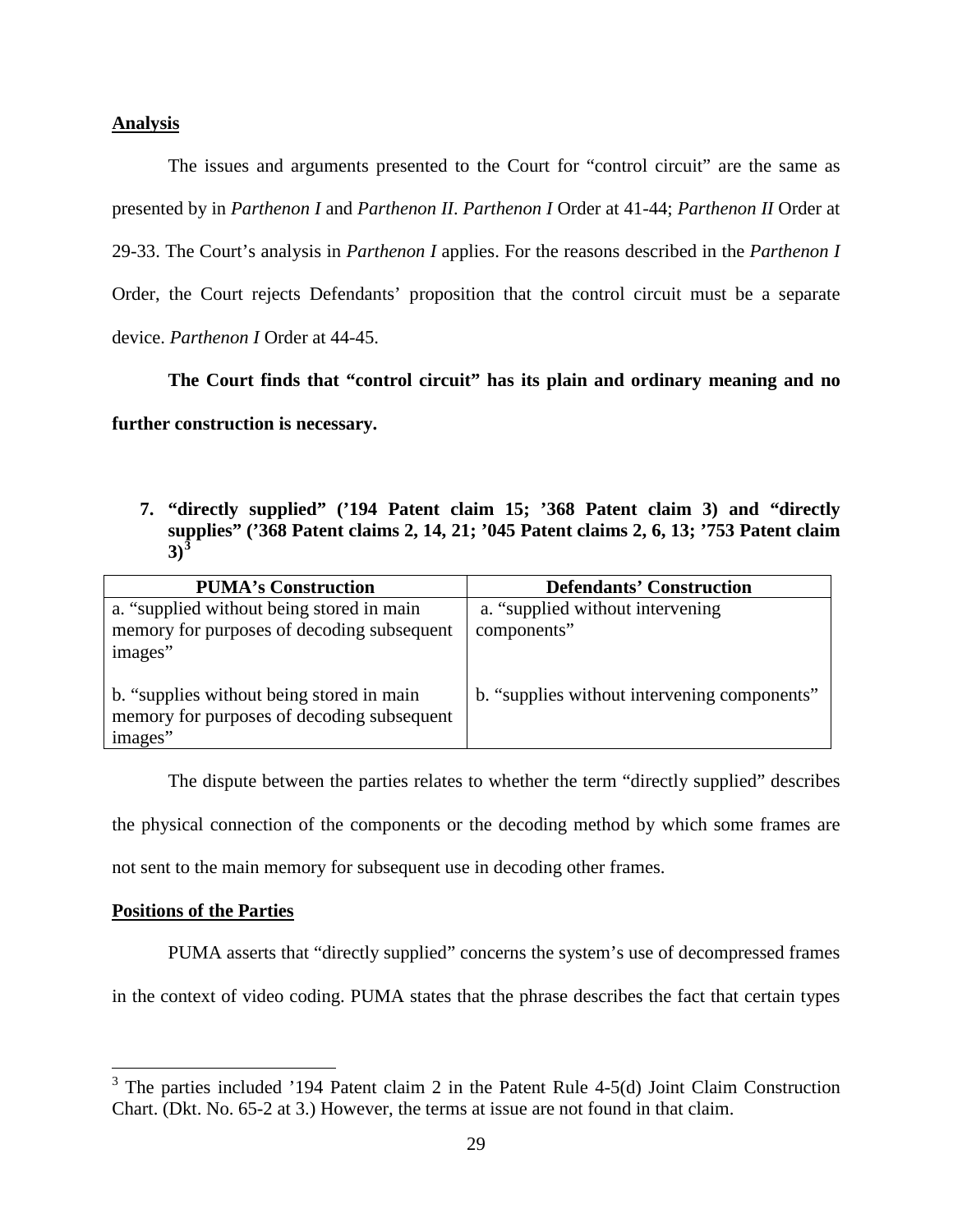**Analysis**

The issues and arguments presented to the Court for "control circuit" are the same as presented by in *Parthenon I* and *Parthenon II*. *Parthenon I* Order at 41-44; *Parthenon II* Order at 29-33. The Court's analysis in *Parthenon I* applies. For the reasons described in the *Parthenon I* Order, the Court rejects Defendants' proposition that the control circuit must be a separate device. *Parthenon I* Order at 44-45.

**The Court finds that "control circuit" has its plain and ordinary meaning and no further construction is necessary.**

**7. "directly supplied" ('194 Patent claim 15; '368 Patent claim 3) and "directly supplies" ('368 Patent claims 2, 14, 21; '045 Patent claims 2, 6, 13; '753 Patent claim 3)[3]**

| PUMA's Construction | Defendants' Construction |
| --- | --- |
| a. "supplied without being stored in main memory for purposes of decoding subsequent images" | a. "supplied without intervening components" |
| b. "supplies without being stored in main memory for purposes of decoding subsequent images" | b. "supplies without intervening components" |

The dispute between the parties relates to whether the term "directly supplied" describes the physical connection of the components or the decoding method by which some frames are not sent to the main memory for subsequent use in decoding other frames.

**Positions of the Parties**

PUMA asserts that "directly supplied" concerns the system's use of decompressed frames in the context of video coding. PUMA states that the phrase describes the fact that certain types

[3] The parties included '194 Patent claim 2 in the Patent Rule 4-5(d) Joint Claim Construction Chart. (Dkt. No. 65-2 at 3.) However, the terms at issue are not found in that claim.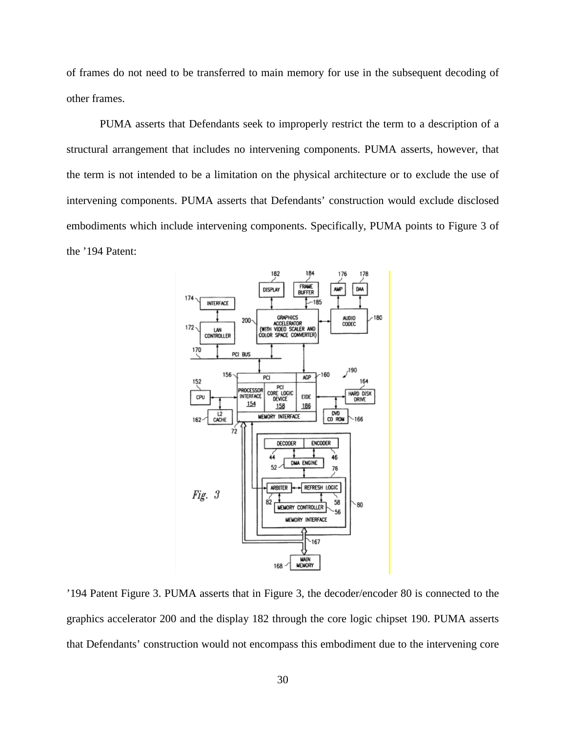of frames do not need to be transferred to main memory for use in the subsequent decoding of other frames.

PUMA asserts that Defendants seek to improperly restrict the term to a description of a structural arrangement that includes no intervening components. PUMA asserts, however, that the term is not intended to be a limitation on the physical architecture or to exclude the use of intervening components. PUMA asserts that Defendants' construction would exclude disclosed embodiments which include intervening components. Specifically, PUMA points to Figure 3 of the '194 Patent:

'194 Patent Figure 3. PUMA asserts that in Figure 3, the decoder/encoder 80 is connected to the graphics accelerator 200 and the display 182 through the core logic chipset 190. PUMA asserts that Defendants' construction would not encompass this embodiment due to the intervening core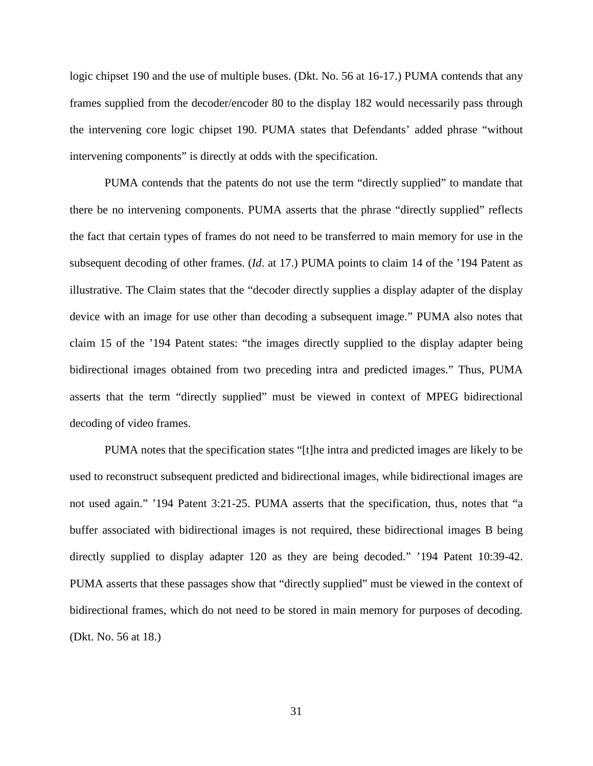logic chipset 190 and the use of multiple buses. (Dkt. No. 56 at 16-17.) PUMA contends that any frames supplied from the decoder/encoder 80 to the display 182 would necessarily pass through the intervening core logic chipset 190. PUMA states that Defendants' added phrase "without intervening components" is directly at odds with the specification.

PUMA contends that the patents do not use the term "directly supplied" to mandate that there be no intervening components. PUMA asserts that the phrase "directly supplied" reflects the fact that certain types of frames do not need to be transferred to main memory for use in the subsequent decoding of other frames. (*Id*. at 17.) PUMA points to claim 14 of the '194 Patent as illustrative. The Claim states that the "decoder directly supplies a display adapter of the display device with an image for use other than decoding a subsequent image." PUMA also notes that claim 15 of the '194 Patent states: "the images directly supplied to the display adapter being bidirectional images obtained from two preceding intra and predicted images." Thus, PUMA asserts that the term "directly supplied" must be viewed in context of MPEG bidirectional decoding of video frames.

PUMA notes that the specification states "[t]he intra and predicted images are likely to be used to reconstruct subsequent predicted and bidirectional images, while bidirectional images are not used again." '194 Patent 3:21-25. PUMA asserts that the specification, thus, notes that "a buffer associated with bidirectional images is not required, these bidirectional images B being directly supplied to display adapter 120 as they are being decoded." '194 Patent 10:39-42. PUMA asserts that these passages show that "directly supplied" must be viewed in the context of bidirectional frames, which do not need to be stored in main memory for purposes of decoding. (Dkt. No. 56 at 18.)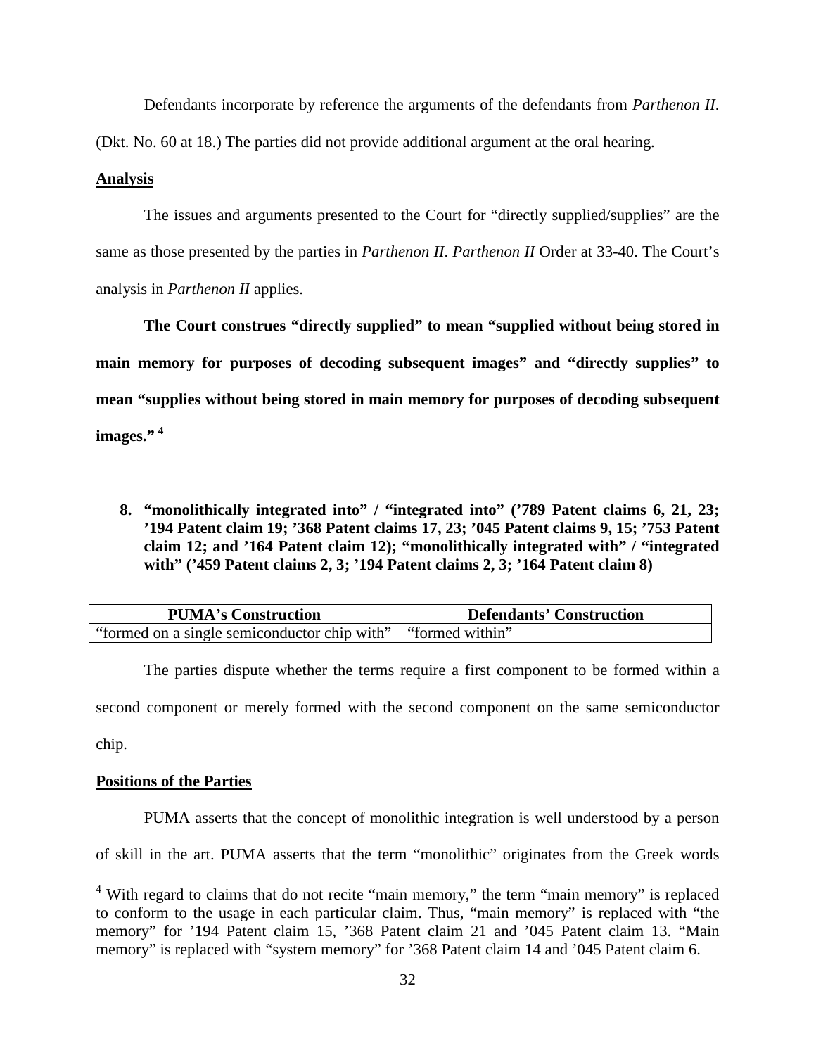Defendants incorporate by reference the arguments of the defendants from *Parthenon II*. (Dkt. No. 60 at 18.) The parties did not provide additional argument at the oral hearing.

**Analysis**

The issues and arguments presented to the Court for "directly supplied/supplies" are the same as those presented by the parties in *Parthenon II*. *Parthenon II* Order at 33-40. The Court's analysis in *Parthenon II* applies.

**The Court construes "directly supplied" to mean "supplied without being stored in main memory for purposes of decoding subsequent images" and "directly supplies" to mean "supplies without being stored in main memory for purposes of decoding subsequent images."** [4]

**8. "monolithically integrated into" / "integrated into" ('789 Patent claims 6, 21, 23; '194 Patent claim 19; '368 Patent claims 17, 23; '045 Patent claims 9, 15; '753 Patent claim 12; and '164 Patent claim 12); "monolithically integrated with" / "integrated with" ('459 Patent claims 2, 3; '194 Patent claims 2, 3; '164 Patent claim 8)**

| PUMA's Construction | Defendants' Construction |
| --- | --- |
| "formed on a single semiconductor chip with" | "formed within" |

The parties dispute whether the terms require a first component to be formed within a second component or merely formed with the second component on the same semiconductor chip.

**Positions of the Parties**

PUMA asserts that the concept of monolithic integration is well understood by a person of skill in the art. PUMA asserts that the term "monolithic" originates from the Greek words

[4] With regard to claims that do not recite "main memory," the term "main memory" is replaced to conform to the usage in each particular claim. Thus, "main memory" is replaced with "the memory" for '194 Patent claim 15, '368 Patent claim 21 and '045 Patent claim 13. "Main memory" is replaced with "system memory" for '368 Patent claim 14 and '045 Patent claim 6.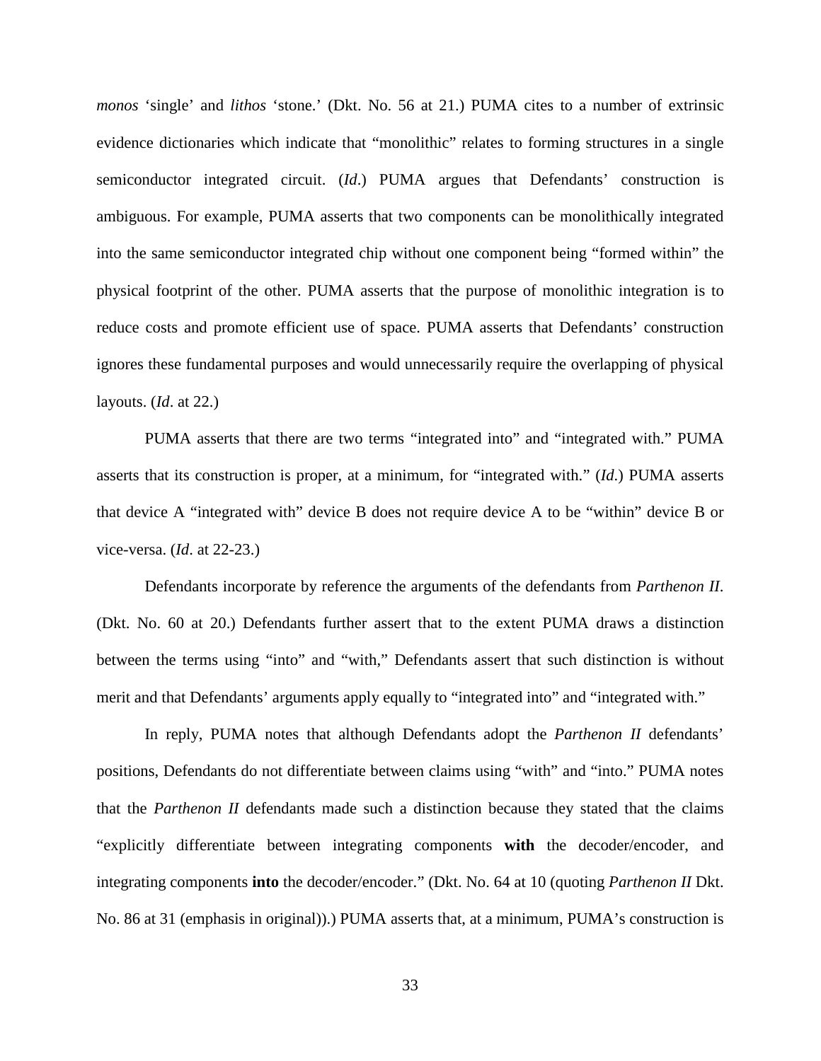*monos* 'single' and *lithos* 'stone.' (Dkt. No. 56 at 21.) PUMA cites to a number of extrinsic evidence dictionaries which indicate that "monolithic" relates to forming structures in a single semiconductor integrated circuit. (*Id*.) PUMA argues that Defendants' construction is ambiguous. For example, PUMA asserts that two components can be monolithically integrated into the same semiconductor integrated chip without one component being "formed within" the physical footprint of the other. PUMA asserts that the purpose of monolithic integration is to reduce costs and promote efficient use of space. PUMA asserts that Defendants' construction ignores these fundamental purposes and would unnecessarily require the overlapping of physical layouts. (*Id*. at 22.)

PUMA asserts that there are two terms "integrated into" and "integrated with." PUMA asserts that its construction is proper, at a minimum, for "integrated with." (*Id*.) PUMA asserts that device A "integrated with" device B does not require device A to be "within" device B or vice-versa. (*Id*. at 22-23.)

Defendants incorporate by reference the arguments of the defendants from *Parthenon II*. (Dkt. No. 60 at 20.) Defendants further assert that to the extent PUMA draws a distinction between the terms using "into" and "with," Defendants assert that such distinction is without merit and that Defendants' arguments apply equally to "integrated into" and "integrated with."

In reply, PUMA notes that although Defendants adopt the *Parthenon II* defendants' positions, Defendants do not differentiate between claims using "with" and "into." PUMA notes that the *Parthenon II* defendants made such a distinction because they stated that the claims "explicitly differentiate between integrating components **with** the decoder/encoder, and integrating components **into** the decoder/encoder." (Dkt. No. 64 at 10 (quoting *Parthenon II* Dkt. No. 86 at 31 (emphasis in original)).) PUMA asserts that, at a minimum, PUMA's construction is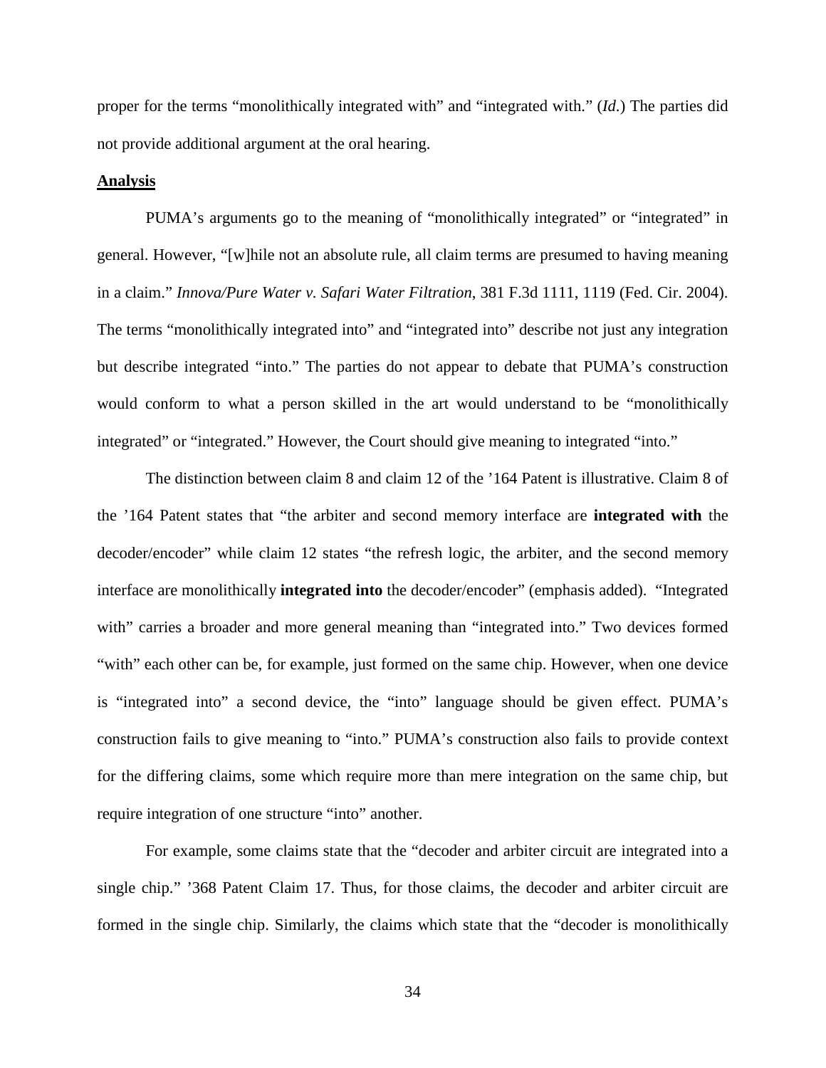proper for the terms "monolithically integrated with" and "integrated with." (*Id*.) The parties did not provide additional argument at the oral hearing.

**Analysis**

PUMA's arguments go to the meaning of "monolithically integrated" or "integrated" in general. However, "[w]hile not an absolute rule, all claim terms are presumed to having meaning in a claim." *Innova/Pure Water v. Safari Water Filtration*, 381 F.3d 1111, 1119 (Fed. Cir. 2004). The terms "monolithically integrated into" and "integrated into" describe not just any integration but describe integrated "into." The parties do not appear to debate that PUMA's construction would conform to what a person skilled in the art would understand to be "monolithically integrated" or "integrated." However, the Court should give meaning to integrated "into."

The distinction between claim 8 and claim 12 of the '164 Patent is illustrative. Claim 8 of the '164 Patent states that "the arbiter and second memory interface are **integrated with** the decoder/encoder" while claim 12 states "the refresh logic, the arbiter, and the second memory interface are monolithically **integrated into** the decoder/encoder" (emphasis added). "Integrated with" carries a broader and more general meaning than "integrated into." Two devices formed "with" each other can be, for example, just formed on the same chip. However, when one device is "integrated into" a second device, the "into" language should be given effect. PUMA's construction fails to give meaning to "into." PUMA's construction also fails to provide context for the differing claims, some which require more than mere integration on the same chip, but require integration of one structure "into" another.

For example, some claims state that the "decoder and arbiter circuit are integrated into a single chip." '368 Patent Claim 17. Thus, for those claims, the decoder and arbiter circuit are formed in the single chip. Similarly, the claims which state that the "decoder is monolithically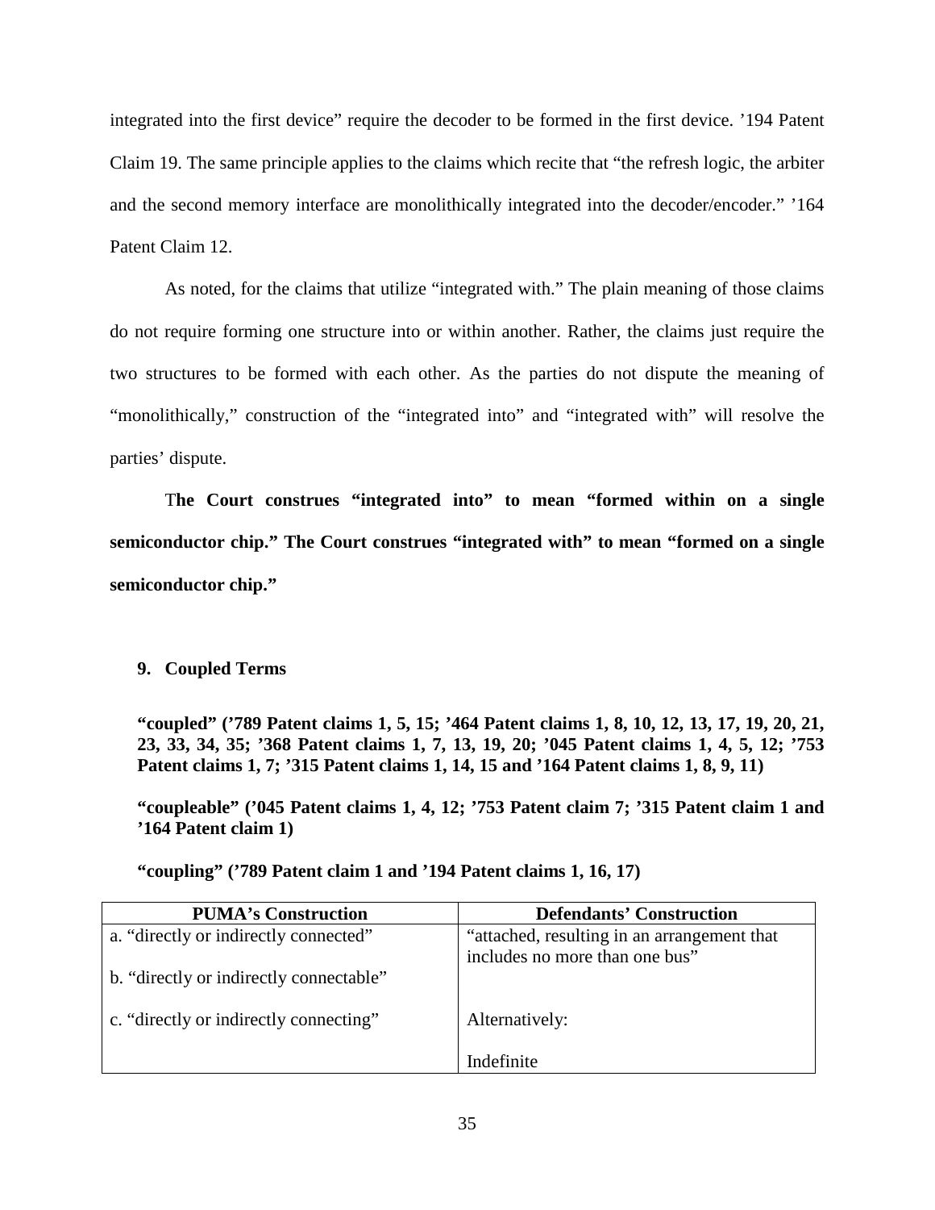integrated into the first device" require the decoder to be formed in the first device. '194 Patent Claim 19. The same principle applies to the claims which recite that "the refresh logic, the arbiter and the second memory interface are monolithically integrated into the decoder/encoder." '164 Patent Claim 12.

As noted, for the claims that utilize "integrated with." The plain meaning of those claims do not require forming one structure into or within another. Rather, the claims just require the two structures to be formed with each other. As the parties do not dispute the meaning of "monolithically," construction of the "integrated into" and "integrated with" will resolve the parties' dispute.

**The Court construes "integrated into" to mean "formed within on a single semiconductor chip." The Court construes "integrated with" to mean "formed on a single semiconductor chip."**

### 9. Coupled Terms

**"coupled" ('789 Patent claims 1, 5, 15; '464 Patent claims 1, 8, 10, 12, 13, 17, 19, 20, 21, 23, 33, 34, 35; '368 Patent claims 1, 7, 13, 19, 20; '045 Patent claims 1, 4, 5, 12; '753 Patent claims 1, 7; '315 Patent claims 1, 14, 15 and '164 Patent claims 1, 8, 9, 11)**

**"coupleable" ('045 Patent claims 1, 4, 12; '753 Patent claim 7; '315 Patent claim 1 and '164 Patent claim 1)**

**"coupling" ('789 Patent claim 1 and '194 Patent claims 1, 16, 17)**

| PUMA's Construction | Defendants' Construction |
|---|---|
| a. "directly or indirectly connected"<br><br>b. "directly or indirectly connectable"<br><br>c. "directly or indirectly connecting" | "attached, resulting in an arrangement that includes no more than one bus"<br><br>Alternatively:<br><br>Indefinite |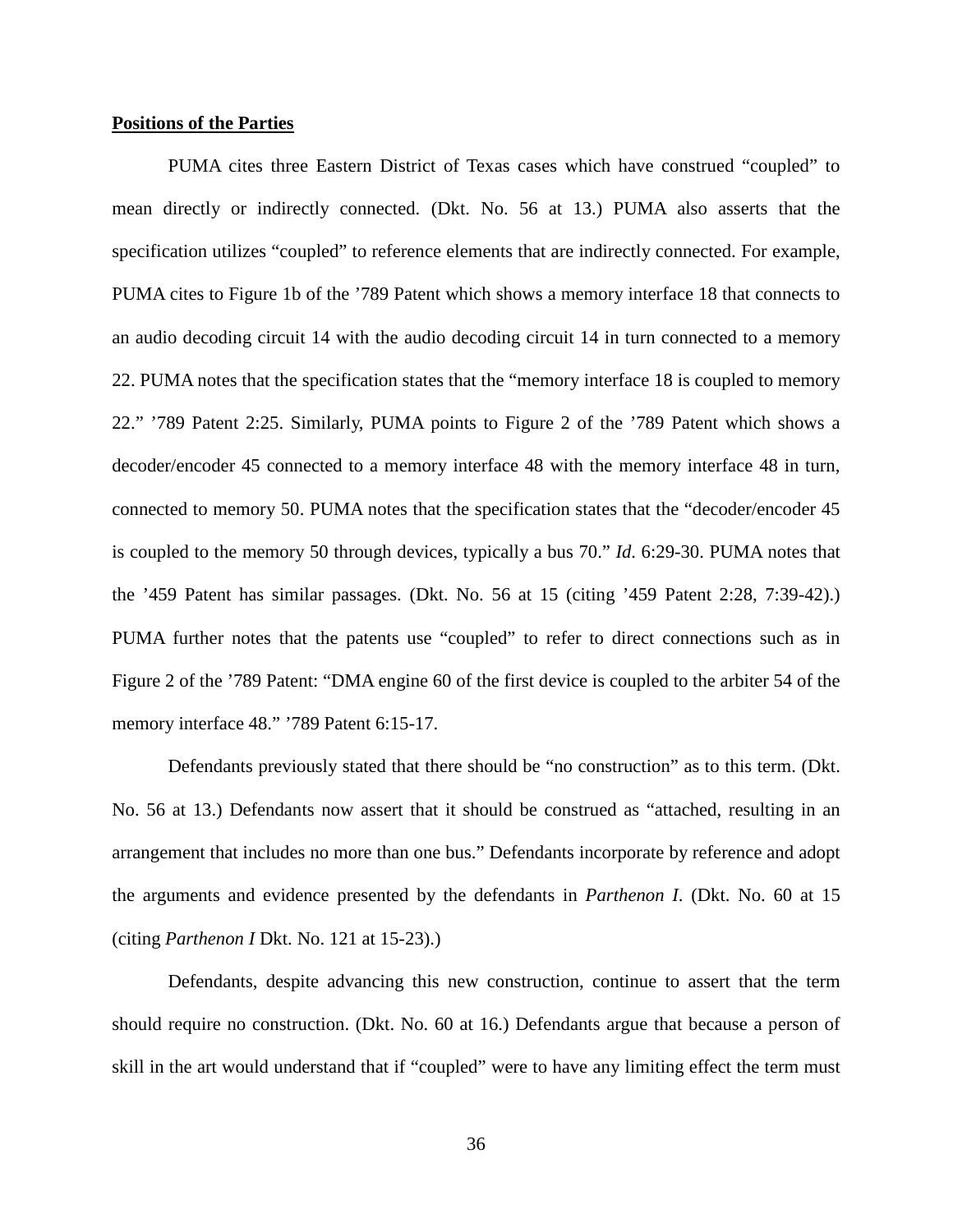**Positions of the Parties**

PUMA cites three Eastern District of Texas cases which have construed "coupled" to mean directly or indirectly connected. (Dkt. No. 56 at 13.) PUMA also asserts that the specification utilizes "coupled" to reference elements that are indirectly connected. For example, PUMA cites to Figure 1b of the '789 Patent which shows a memory interface 18 that connects to an audio decoding circuit 14 with the audio decoding circuit 14 in turn connected to a memory 22. PUMA notes that the specification states that the "memory interface 18 is coupled to memory 22." '789 Patent 2:25. Similarly, PUMA points to Figure 2 of the '789 Patent which shows a decoder/encoder 45 connected to a memory interface 48 with the memory interface 48 in turn, connected to memory 50. PUMA notes that the specification states that the "decoder/encoder 45 is coupled to the memory 50 through devices, typically a bus 70." *Id*. 6:29-30. PUMA notes that the '459 Patent has similar passages. (Dkt. No. 56 at 15 (citing '459 Patent 2:28, 7:39-42).) PUMA further notes that the patents use "coupled" to refer to direct connections such as in Figure 2 of the '789 Patent: "DMA engine 60 of the first device is coupled to the arbiter 54 of the memory interface 48." '789 Patent 6:15-17.

Defendants previously stated that there should be "no construction" as to this term. (Dkt. No. 56 at 13.) Defendants now assert that it should be construed as "attached, resulting in an arrangement that includes no more than one bus." Defendants incorporate by reference and adopt the arguments and evidence presented by the defendants in *Parthenon I*. (Dkt. No. 60 at 15 (citing *Parthenon I* Dkt. No. 121 at 15-23).)

Defendants, despite advancing this new construction, continue to assert that the term should require no construction. (Dkt. No. 60 at 16.) Defendants argue that because a person of skill in the art would understand that if "coupled" were to have any limiting effect the term must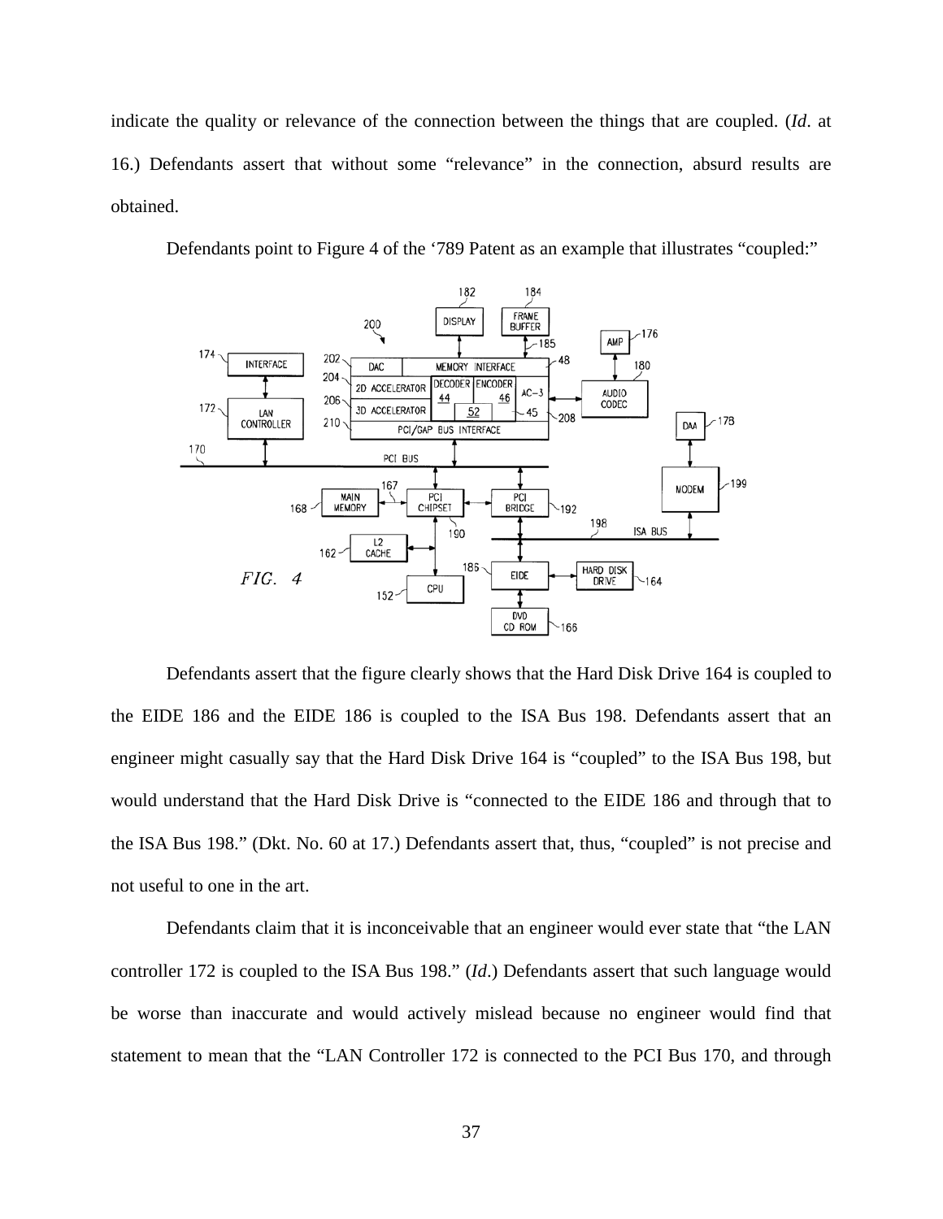indicate the quality or relevance of the connection between the things that are coupled. (*Id*. at 16.) Defendants assert that without some "relevance" in the connection, absurd results are obtained.

Defendants point to Figure 4 of the '789 Patent as an example that illustrates "coupled:"

Defendants assert that the figure clearly shows that the Hard Disk Drive 164 is coupled to the EIDE 186 and the EIDE 186 is coupled to the ISA Bus 198. Defendants assert that an engineer might casually say that the Hard Disk Drive 164 is "coupled" to the ISA Bus 198, but would understand that the Hard Disk Drive is "connected to the EIDE 186 and through that to the ISA Bus 198." (Dkt. No. 60 at 17.) Defendants assert that, thus, "coupled" is not precise and not useful to one in the art.

Defendants claim that it is inconceivable that an engineer would ever state that "the LAN controller 172 is coupled to the ISA Bus 198." (*Id*.) Defendants assert that such language would be worse than inaccurate and would actively mislead because no engineer would find that statement to mean that the "LAN Controller 172 is connected to the PCI Bus 170, and through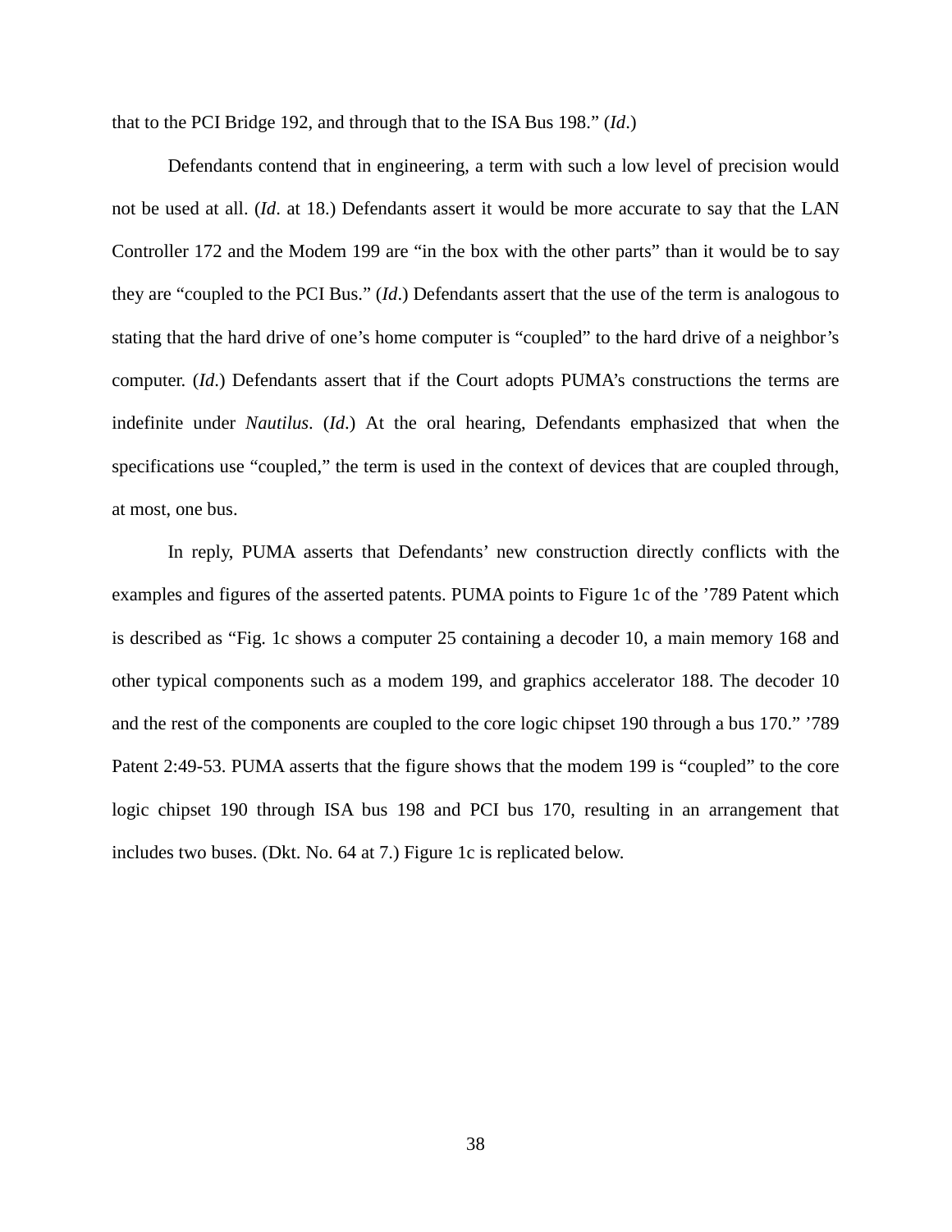that to the PCI Bridge 192, and through that to the ISA Bus 198." (*Id*.)

Defendants contend that in engineering, a term with such a low level of precision would not be used at all. (*Id*. at 18.) Defendants assert it would be more accurate to say that the LAN Controller 172 and the Modem 199 are "in the box with the other parts" than it would be to say they are "coupled to the PCI Bus." (*Id*.) Defendants assert that the use of the term is analogous to stating that the hard drive of one's home computer is "coupled" to the hard drive of a neighbor's computer. (*Id*.) Defendants assert that if the Court adopts PUMA's constructions the terms are indefinite under *Nautilus*. (*Id*.) At the oral hearing, Defendants emphasized that when the specifications use "coupled," the term is used in the context of devices that are coupled through, at most, one bus.

In reply, PUMA asserts that Defendants' new construction directly conflicts with the examples and figures of the asserted patents. PUMA points to Figure 1c of the '789 Patent which is described as "Fig. 1c shows a computer 25 containing a decoder 10, a main memory 168 and other typical components such as a modem 199, and graphics accelerator 188. The decoder 10 and the rest of the components are coupled to the core logic chipset 190 through a bus 170." '789 Patent 2:49-53. PUMA asserts that the figure shows that the modem 199 is "coupled" to the core logic chipset 190 through ISA bus 198 and PCI bus 170, resulting in an arrangement that includes two buses. (Dkt. No. 64 at 7.) Figure 1c is replicated below.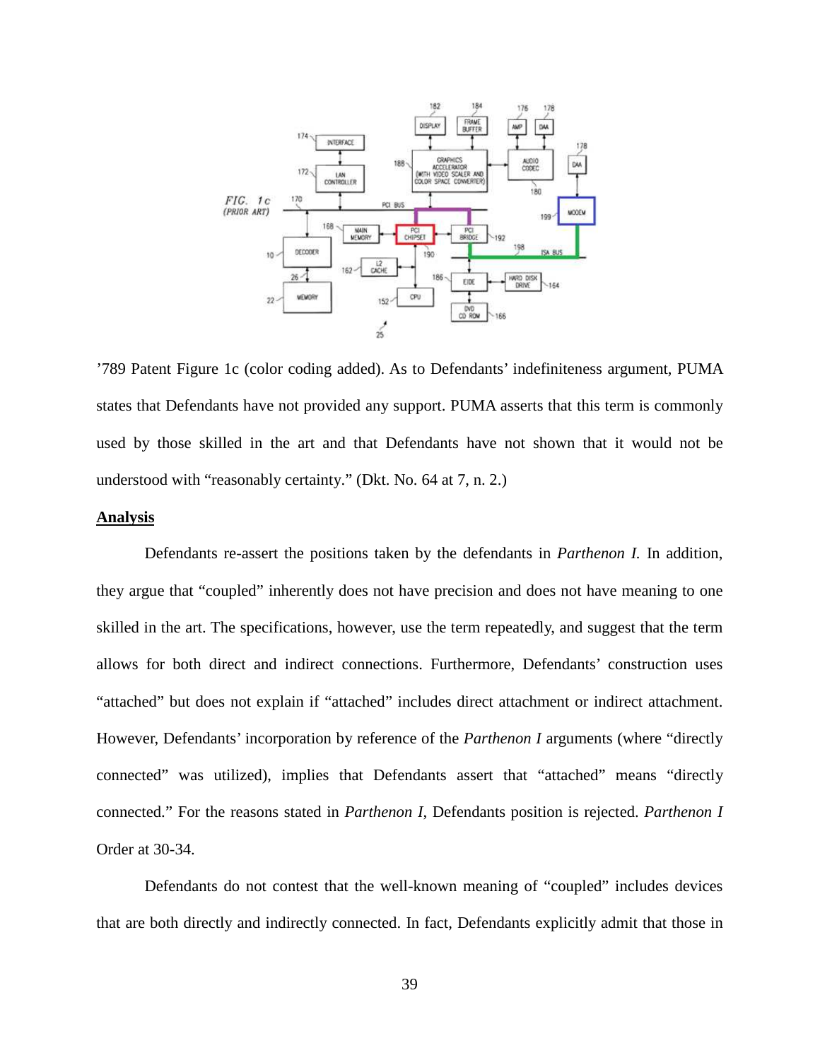’789 Patent Figure 1c (color coding added). As to Defendants’ indefiniteness argument, PUMA states that Defendants have not provided any support. PUMA asserts that this term is commonly used by those skilled in the art and that Defendants have not shown that it would not be understood with “reasonably certainty.” (Dkt. No. 64 at 7, n. 2.)

**Analysis**

Defendants re-assert the positions taken by the defendants in *Parthenon I.* In addition, they argue that “coupled” inherently does not have precision and does not have meaning to one skilled in the art. The specifications, however, use the term repeatedly, and suggest that the term allows for both direct and indirect connections. Furthermore, Defendants’ construction uses “attached” but does not explain if “attached” includes direct attachment or indirect attachment. However, Defendants’ incorporation by reference of the *Parthenon I* arguments (where “directly connected” was utilized), implies that Defendants assert that “attached” means “directly connected.” For the reasons stated in *Parthenon I*, Defendants position is rejected. *Parthenon I* Order at 30-34.

Defendants do not contest that the well-known meaning of “coupled” includes devices that are both directly and indirectly connected. In fact, Defendants explicitly admit that those in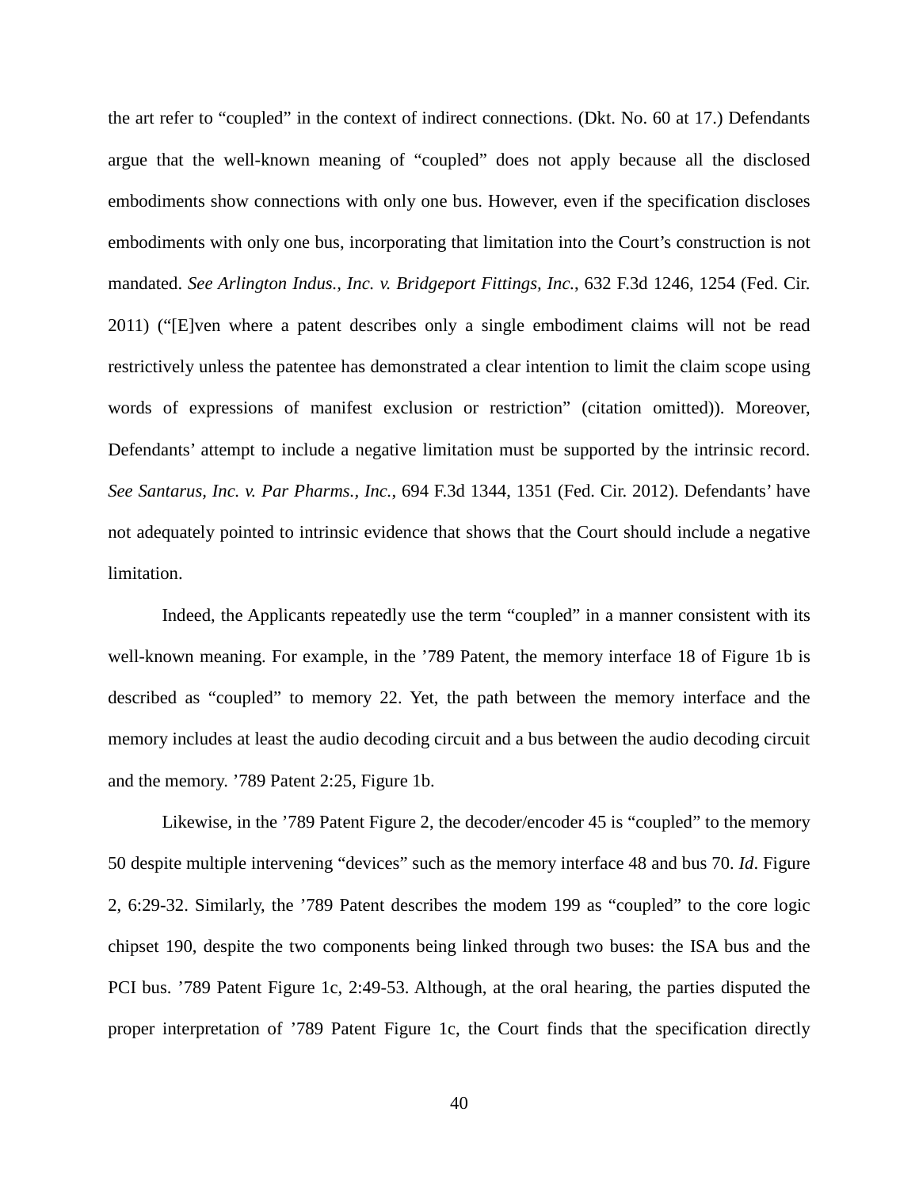the art refer to "coupled" in the context of indirect connections. (Dkt. No. 60 at 17.) Defendants argue that the well-known meaning of "coupled" does not apply because all the disclosed embodiments show connections with only one bus. However, even if the specification discloses embodiments with only one bus, incorporating that limitation into the Court's construction is not mandated. *See Arlington Indus., Inc. v. Bridgeport Fittings, Inc.*, 632 F.3d 1246, 1254 (Fed. Cir. 2011) ("[E]ven where a patent describes only a single embodiment claims will not be read restrictively unless the patentee has demonstrated a clear intention to limit the claim scope using words of expressions of manifest exclusion or restriction" (citation omitted)). Moreover, Defendants' attempt to include a negative limitation must be supported by the intrinsic record. *See Santarus, Inc. v. Par Pharms., Inc.*, 694 F.3d 1344, 1351 (Fed. Cir. 2012). Defendants' have not adequately pointed to intrinsic evidence that shows that the Court should include a negative limitation.

Indeed, the Applicants repeatedly use the term "coupled" in a manner consistent with its well-known meaning. For example, in the '789 Patent, the memory interface 18 of Figure 1b is described as "coupled" to memory 22. Yet, the path between the memory interface and the memory includes at least the audio decoding circuit and a bus between the audio decoding circuit and the memory. '789 Patent 2:25, Figure 1b.

Likewise, in the '789 Patent Figure 2, the decoder/encoder 45 is "coupled" to the memory 50 despite multiple intervening "devices" such as the memory interface 48 and bus 70. *Id*. Figure 2, 6:29-32. Similarly, the '789 Patent describes the modem 199 as "coupled" to the core logic chipset 190, despite the two components being linked through two buses: the ISA bus and the PCI bus. '789 Patent Figure 1c, 2:49-53. Although, at the oral hearing, the parties disputed the proper interpretation of '789 Patent Figure 1c, the Court finds that the specification directly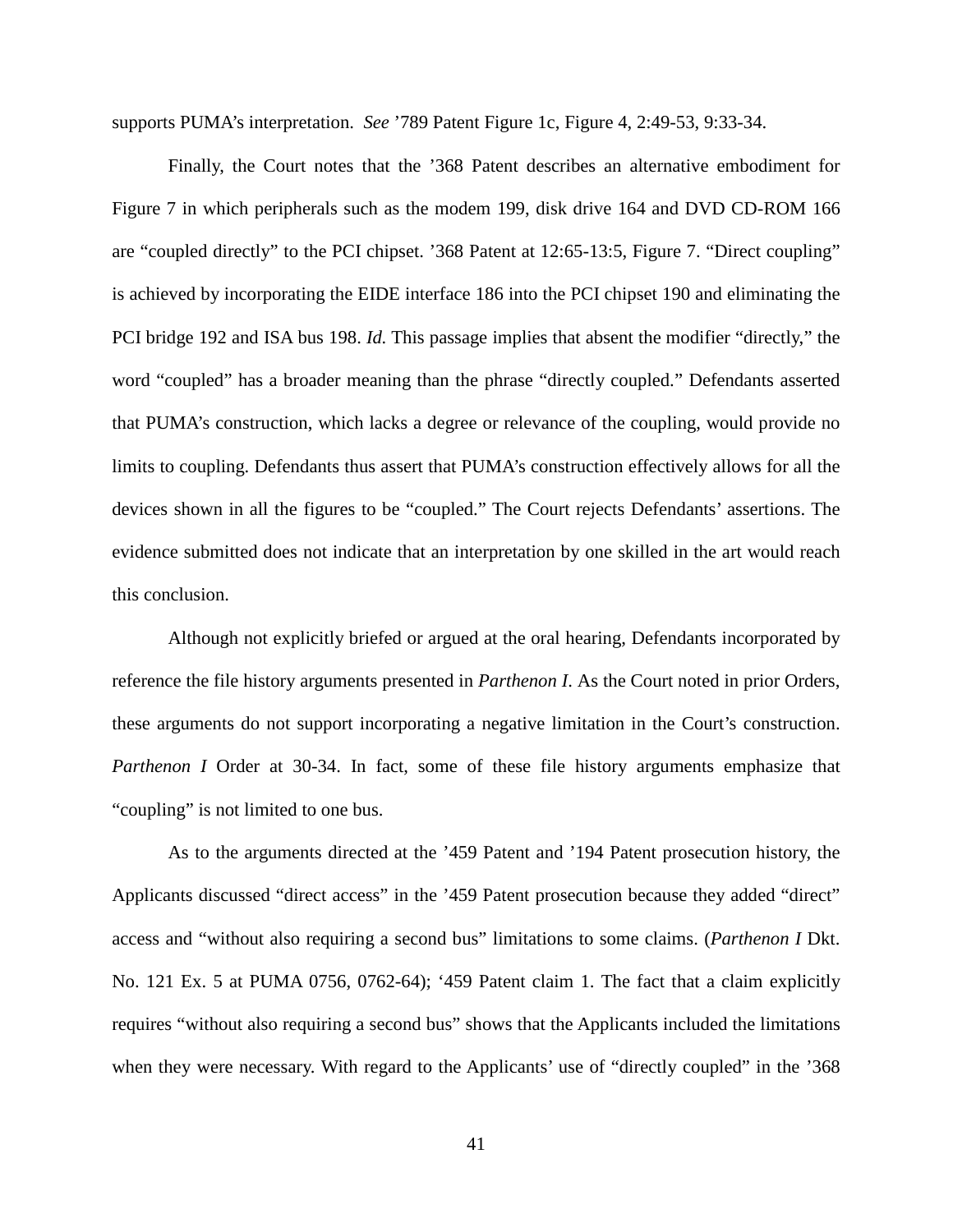supports PUMA's interpretation. *See* '789 Patent Figure 1c, Figure 4, 2:49-53, 9:33-34.

Finally, the Court notes that the '368 Patent describes an alternative embodiment for Figure 7 in which peripherals such as the modem 199, disk drive 164 and DVD CD-ROM 166 are "coupled directly" to the PCI chipset. '368 Patent at 12:65-13:5, Figure 7. "Direct coupling" is achieved by incorporating the EIDE interface 186 into the PCI chipset 190 and eliminating the PCI bridge 192 and ISA bus 198. *Id.* This passage implies that absent the modifier "directly," the word "coupled" has a broader meaning than the phrase "directly coupled." Defendants asserted that PUMA's construction, which lacks a degree or relevance of the coupling, would provide no limits to coupling. Defendants thus assert that PUMA's construction effectively allows for all the devices shown in all the figures to be "coupled." The Court rejects Defendants' assertions. The evidence submitted does not indicate that an interpretation by one skilled in the art would reach this conclusion.

Although not explicitly briefed or argued at the oral hearing, Defendants incorporated by reference the file history arguments presented in *Parthenon I*. As the Court noted in prior Orders, these arguments do not support incorporating a negative limitation in the Court's construction. *Parthenon I* Order at 30-34. In fact, some of these file history arguments emphasize that "coupling" is not limited to one bus.

As to the arguments directed at the '459 Patent and '194 Patent prosecution history, the Applicants discussed "direct access" in the '459 Patent prosecution because they added "direct" access and "without also requiring a second bus" limitations to some claims. (*Parthenon I* Dkt. No. 121 Ex. 5 at PUMA 0756, 0762-64); '459 Patent claim 1. The fact that a claim explicitly requires "without also requiring a second bus" shows that the Applicants included the limitations when they were necessary. With regard to the Applicants' use of "directly coupled" in the '368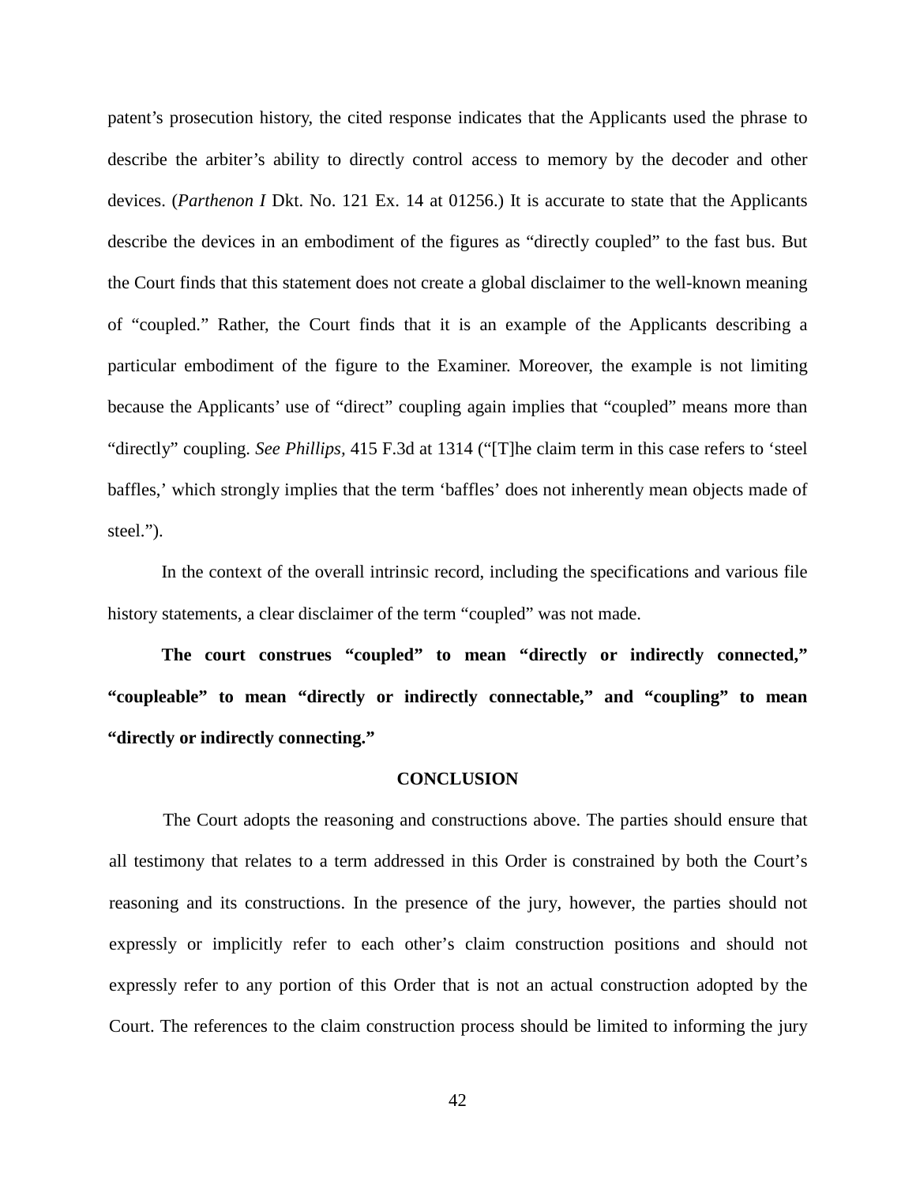patent's prosecution history, the cited response indicates that the Applicants used the phrase to describe the arbiter's ability to directly control access to memory by the decoder and other devices. (*Parthenon I* Dkt. No. 121 Ex. 14 at 01256.) It is accurate to state that the Applicants describe the devices in an embodiment of the figures as "directly coupled" to the fast bus. But the Court finds that this statement does not create a global disclaimer to the well-known meaning of "coupled." Rather, the Court finds that it is an example of the Applicants describing a particular embodiment of the figure to the Examiner. Moreover, the example is not limiting because the Applicants' use of "direct" coupling again implies that "coupled" means more than "directly" coupling. *See Phillips*, 415 F.3d at 1314 ("[T]he claim term in this case refers to 'steel baffles,' which strongly implies that the term 'baffles' does not inherently mean objects made of steel.").

In the context of the overall intrinsic record, including the specifications and various file history statements, a clear disclaimer of the term "coupled" was not made.

**The court construes "coupled" to mean "directly or indirectly connected," "coupleable" to mean "directly or indirectly connectable," and "coupling" to mean "directly or indirectly connecting."**

## CONCLUSION

The Court adopts the reasoning and constructions above. The parties should ensure that all testimony that relates to a term addressed in this Order is constrained by both the Court's reasoning and its constructions. In the presence of the jury, however, the parties should not expressly or implicitly refer to each other's claim construction positions and should not expressly refer to any portion of this Order that is not an actual construction adopted by the Court. The references to the claim construction process should be limited to informing the jury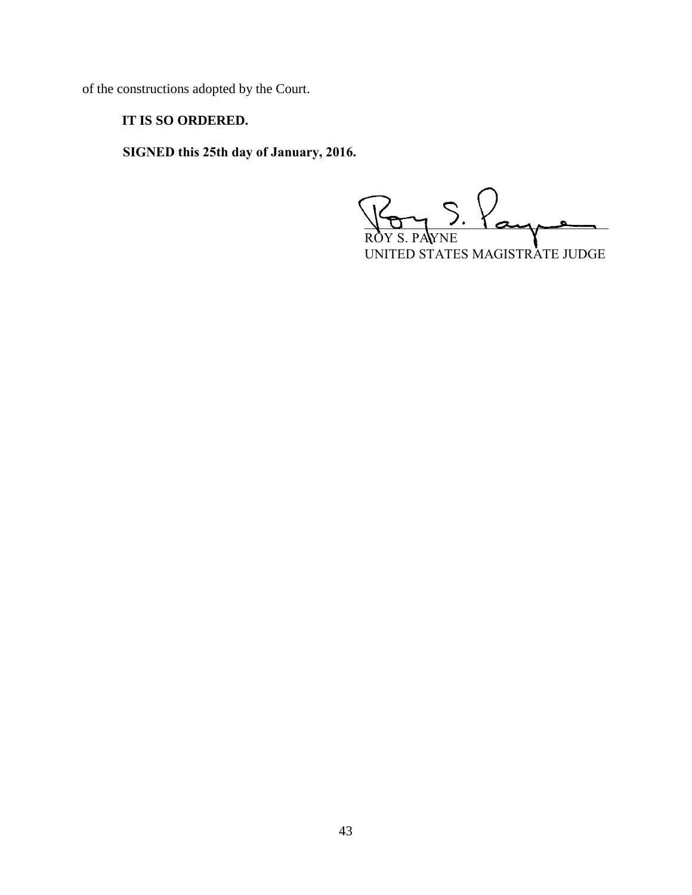of the constructions adopted by the Court.

**IT IS SO ORDERED.**

**SIGNED this 25th day of January, 2016.**

ROY S. PAYNE
UNITED STATES MAGISTRATE JUDGE